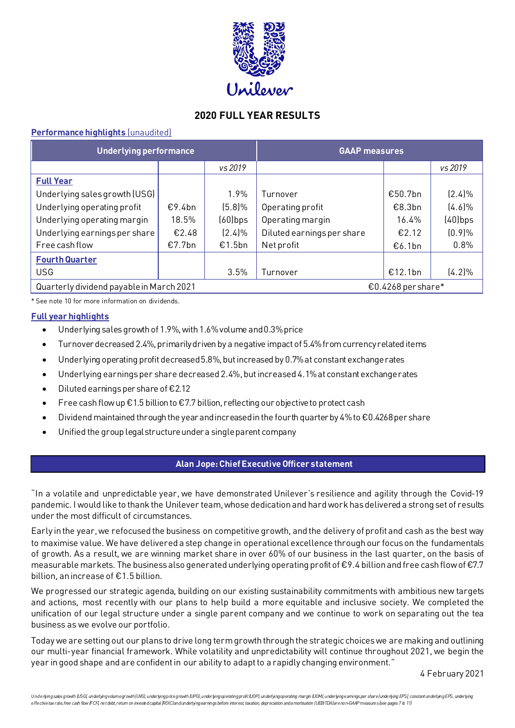# 2020 FULL YEAR RESULTS

**Performance highlights** (unaudited)

| Underlying performance | | | GAAP measures | | |
|---|---|---|---|---|---|
| | | *vs 2019* | | | *vs 2019* |
| **Full Year** | | | | | |
| Underlying sales growth (USG) | | 1.9% | Turnover | €50.7bn | (2.4)% |
| Underlying operating profit | €9.4bn | (5.8)% | Operating profit | €8.3bn | (4.6)% |
| Underlying operating margin | 18.5% | (60)bps | Operating margin | 16.4% | (40)bps |
| Underlying earnings per share | €2.48 | (2.4)% | Diluted earnings per share | €2.12 | (0.9)% |
| Free cash flow | €7.7bn | €1.5bn | Net profit | €6.1bn | 0.8% |
| **Fourth Quarter** | | | | | |
| USG | | 3.5% | Turnover | €12.1bn | (4.2)% |
| Quarterly dividend payable in March 2021 | | | €0.4268 per share* | | |

\* See note 10 for more information on dividends.

**Full year highlights**

- Underlying sales growth of 1.9%, with 1.6% volume and 0.3% price
- Turnover decreased 2.4%, primarily driven by a negative impact of 5.4% from currency related items
- Underlying operating profit decreased 5.8%, but increased by 0.7% at constant exchange rates
- Underlying earnings per share decreased 2.4%, but increased 4.1% at constant exchange rates
- Diluted earnings per share of €2.12
- Free cash flow up €1.5 billion to €7.7 billion, reflecting our objective to protect cash
- Dividend maintained through the year and increased in the fourth quarter by 4% to €0.4268 per share
- Unified the group legal structure under a single parent company

## Alan Jope: Chief Executive Officer statement

"In a volatile and unpredictable year, we have demonstrated Unilever's resilience and agility through the Covid-19 pandemic. I would like to thank the Unilever team, whose dedication and hard work has delivered a strong set of results under the most difficult of circumstances.

Early in the year, we refocused the business on competitive growth, and the delivery of profit and cash as the best way to maximise value. We have delivered a step change in operational excellence through our focus on the fundamentals of growth. As a result, we are winning market share in over 60% of our business in the last quarter, on the basis of measurable markets. The business also generated underlying operating profit of €9.4 billion and free cash flow of €7.7 billion, an increase of €1.5 billion.

We progressed our strategic agenda, building on our existing sustainability commitments with ambitious new targets and actions, most recently with our plans to help build a more equitable and inclusive society. We completed the unification of our legal structure under a single parent company and we continue to work on separating out the tea business as we evolve our portfolio.

Today we are setting out our plans to drive long term growth through the strategic choices we are making and outlining our multi-year financial framework. While volatility and unpredictability will continue throughout 2021, we begin the year in good shape and are confident in our ability to adapt to a rapidly changing environment."

4 February 2021

*Underlying sales growth (USG), underlying volume growth (UVG), underlying price growth (UPG), underlying operating profit (UOP), underlying operating margin (UOM), underlying earnings per share (underlying EPS), constant underlying EPS, underlying effective tax rate, free cash flow (FCF), net debt, return on invested capital (ROIC) and underlying earnings before interest, taxation, depreciation and amortisation (UEBITDA) are non-GAAP measures (see pages 7 to 11)*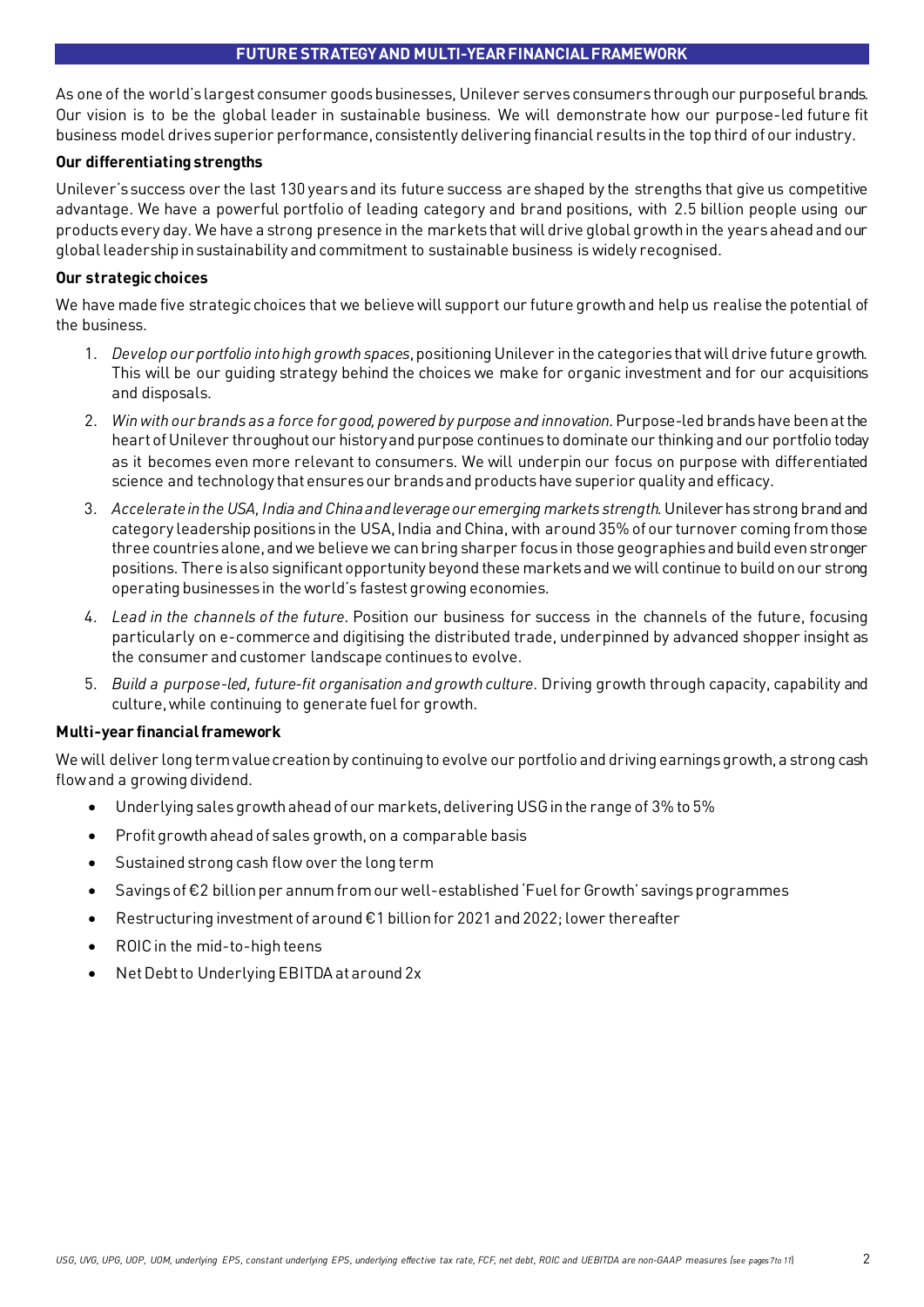## FUTURE STRATEGY AND MULTI-YEAR FINANCIAL FRAMEWORK

As one of the world's largest consumer goods businesses, Unilever serves consumers through our purposeful brands. Our vision is to be the global leader in sustainable business. We will demonstrate how our purpose-led future fit business model drives superior performance, consistently delivering financial results in the top third of our industry.

**Our differentiating strengths**

Unilever's success over the last 130 years and its future success are shaped by the strengths that give us competitive advantage. We have a powerful portfolio of leading category and brand positions, with 2.5 billion people using our products every day. We have a strong presence in the markets that will drive global growth in the years ahead and our global leadership in sustainability and commitment to sustainable business is widely recognised.

**Our strategic choices**

We have made five strategic choices that we believe will support our future growth and help us realise the potential of the business.

1. *Develop our portfolio into high growth spaces*, positioning Unilever in the categories that will drive future growth. This will be our guiding strategy behind the choices we make for organic investment and for our acquisitions and disposals.
2. *Win with our brands as a force for good, powered by purpose and innovation.* Purpose-led brands have been at the heart of Unilever throughout our history and purpose continues to dominate our thinking and our portfolio today as it becomes even more relevant to consumers. We will underpin our focus on purpose with differentiated science and technology that ensures our brands and products have superior quality and efficacy.
3. *Accelerate in the USA, India and China and leverage our emerging markets strength.* Unilever has strong brand and category leadership positions in the USA, India and China, with around 35% of our turnover coming from those three countries alone, and we believe we can bring sharper focus in those geographies and build even stronger positions. There is also significant opportunity beyond these markets and we will continue to build on our strong operating businesses in the world's fastest growing economies.
4. *Lead in the channels of the future.* Position our business for success in the channels of the future, focusing particularly on e-commerce and digitising the distributed trade, underpinned by advanced shopper insight as the consumer and customer landscape continues to evolve.
5. *Build a purpose-led, future-fit organisation and growth culture.* Driving growth through capacity, capability and culture, while continuing to generate fuel for growth.

**Multi-year financial framework**

We will deliver long term value creation by continuing to evolve our portfolio and driving earnings growth, a strong cash flow and a growing dividend.

- Underlying sales growth ahead of our markets, delivering USG in the range of 3% to 5%
- Profit growth ahead of sales growth, on a comparable basis
- Sustained strong cash flow over the long term
- Savings of €2 billion per annum from our well-established 'Fuel for Growth' savings programmes
- Restructuring investment of around €1 billion for 2021 and 2022; lower thereafter
- ROIC in the mid-to-high teens
- Net Debt to Underlying EBITDA at around 2x

*USG, UVG, UPG, UOP, UOM, underlying EPS, constant underlying EPS, underlying effective tax rate, FCF, net debt, ROIC and UEBITDA are non-GAAP measures (see pages 7 to 11)*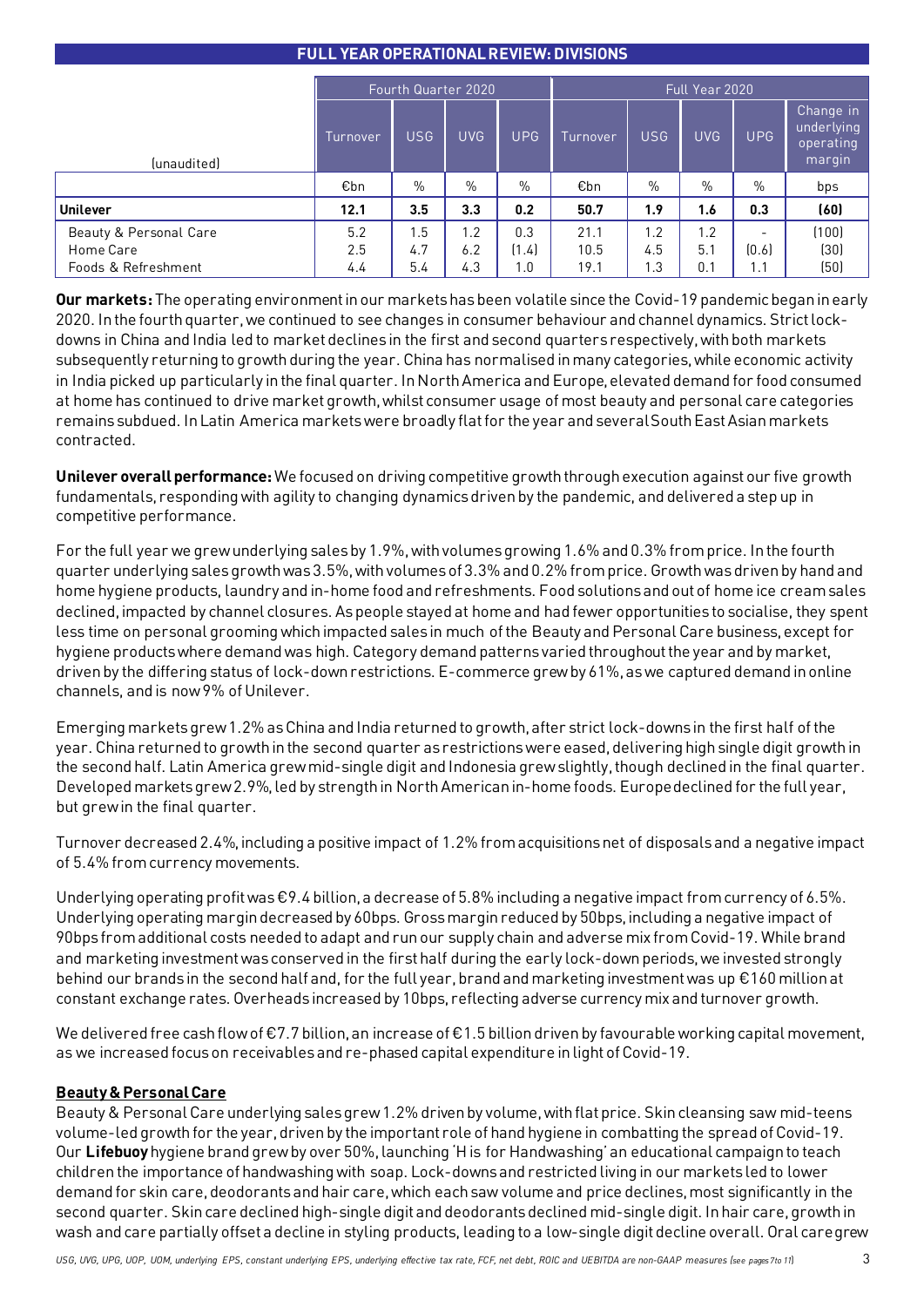## FULL YEAR OPERATIONAL REVIEW: DIVISIONS

| (unaudited) | Fourth Quarter 2020 | | | | Full Year 2020 | | | | |
|---|---|---|---|---|---|---|---|---|---|
| | Turnover | USG | UVG | UPG | Turnover | USG | UVG | UPG | Change in underlying operating margin |
| | €bn | % | % | % | €bn | % | % | % | bps |
| **Unilever** | **12.1** | **3.5** | **3.3** | **0.2** | **50.7** | **1.9** | **1.6** | **0.3** | **(60)** |
| Beauty & Personal Care | 5.2 | 1.5 | 1.2 | 0.3 | 21.1 | 1.2 | 1.2 | - | (100) |
| Home Care | 2.5 | 4.7 | 6.2 | (1.4) | 10.5 | 4.5 | 5.1 | (0.6) | (30) |
| Foods & Refreshment | 4.4 | 5.4 | 4.3 | 1.0 | 19.1 | 1.3 | 0.1 | 1.1 | (50) |

**Our markets:** The operating environment in our markets has been volatile since the Covid-19 pandemic began in early 2020. In the fourth quarter, we continued to see changes in consumer behaviour and channel dynamics. Strict lock-downs in China and India led to market declines in the first and second quarters respectively, with both markets subsequently returning to growth during the year. China has normalised in many categories, while economic activity in India picked up particularly in the final quarter. In North America and Europe, elevated demand for food consumed at home has continued to drive market growth, whilst consumer usage of most beauty and personal care categories remains subdued. In Latin America markets were broadly flat for the year and several South East Asian markets contracted.

**Unilever overall performance:** We focused on driving competitive growth through execution against our five growth fundamentals, responding with agility to changing dynamics driven by the pandemic, and delivered a step up in competitive performance.

For the full year we grew underlying sales by 1.9%, with volumes growing 1.6% and 0.3% from price. In the fourth quarter underlying sales growth was 3.5%, with volumes of 3.3% and 0.2% from price. Growth was driven by hand and home hygiene products, laundry and in-home food and refreshments. Food solutions and out of home ice cream sales declined, impacted by channel closures. As people stayed at home and had fewer opportunities to socialise, they spent less time on personal grooming which impacted sales in much of the Beauty and Personal Care business, except for hygiene products where demand was high. Category demand patterns varied throughout the year and by market, driven by the differing status of lock-down restrictions. E-commerce grew by 61%, as we captured demand in online channels, and is now 9% of Unilever.

Emerging markets grew 1.2% as China and India returned to growth, after strict lock-downs in the first half of the year. China returned to growth in the second quarter as restrictions were eased, delivering high single digit growth in the second half. Latin America grew mid-single digit and Indonesia grew slightly, though declined in the final quarter. Developed markets grew 2.9%, led by strength in North American in-home foods. Europe declined for the full year, but grew in the final quarter.

Turnover decreased 2.4%, including a positive impact of 1.2% from acquisitions net of disposals and a negative impact of 5.4% from currency movements.

Underlying operating profit was €9.4 billion, a decrease of 5.8% including a negative impact from currency of 6.5%. Underlying operating margin decreased by 60bps. Gross margin reduced by 50bps, including a negative impact of 90bps from additional costs needed to adapt and run our supply chain and adverse mix from Covid-19. While brand and marketing investment was conserved in the first half during the early lock-down periods, we invested strongly behind our brands in the second half and, for the full year, brand and marketing investment was up €160 million at constant exchange rates. Overheads increased by 10bps, reflecting adverse currency mix and turnover growth.

We delivered free cash flow of €7.7 billion, an increase of €1.5 billion driven by favourable working capital movement, as we increased focus on receivables and re-phased capital expenditure in light of Covid-19.

**Beauty & Personal Care**

Beauty & Personal Care underlying sales grew 1.2% driven by volume, with flat price. Skin cleansing saw mid-teens volume-led growth for the year, driven by the important role of hand hygiene in combatting the spread of Covid-19. Our **Lifebuoy** hygiene brand grew by over 50%, launching 'H is for Handwashing' an educational campaign to teach children the importance of handwashing with soap. Lock-downs and restricted living in our markets led to lower demand for skin care, deodorants and hair care, which each saw volume and price declines, most significantly in the second quarter. Skin care declined high-single digit and deodorants declined mid-single digit. In hair care, growth in wash and care partially offset a decline in styling products, leading to a low-single digit decline overall. Oral care grew

*USG, UVG, UPG, UOP, UOM, underlying EPS, constant underlying EPS, underlying effective tax rate, FCF, net debt, ROIC and UEBITDA are non-GAAP measures (see pages 7 to 11)*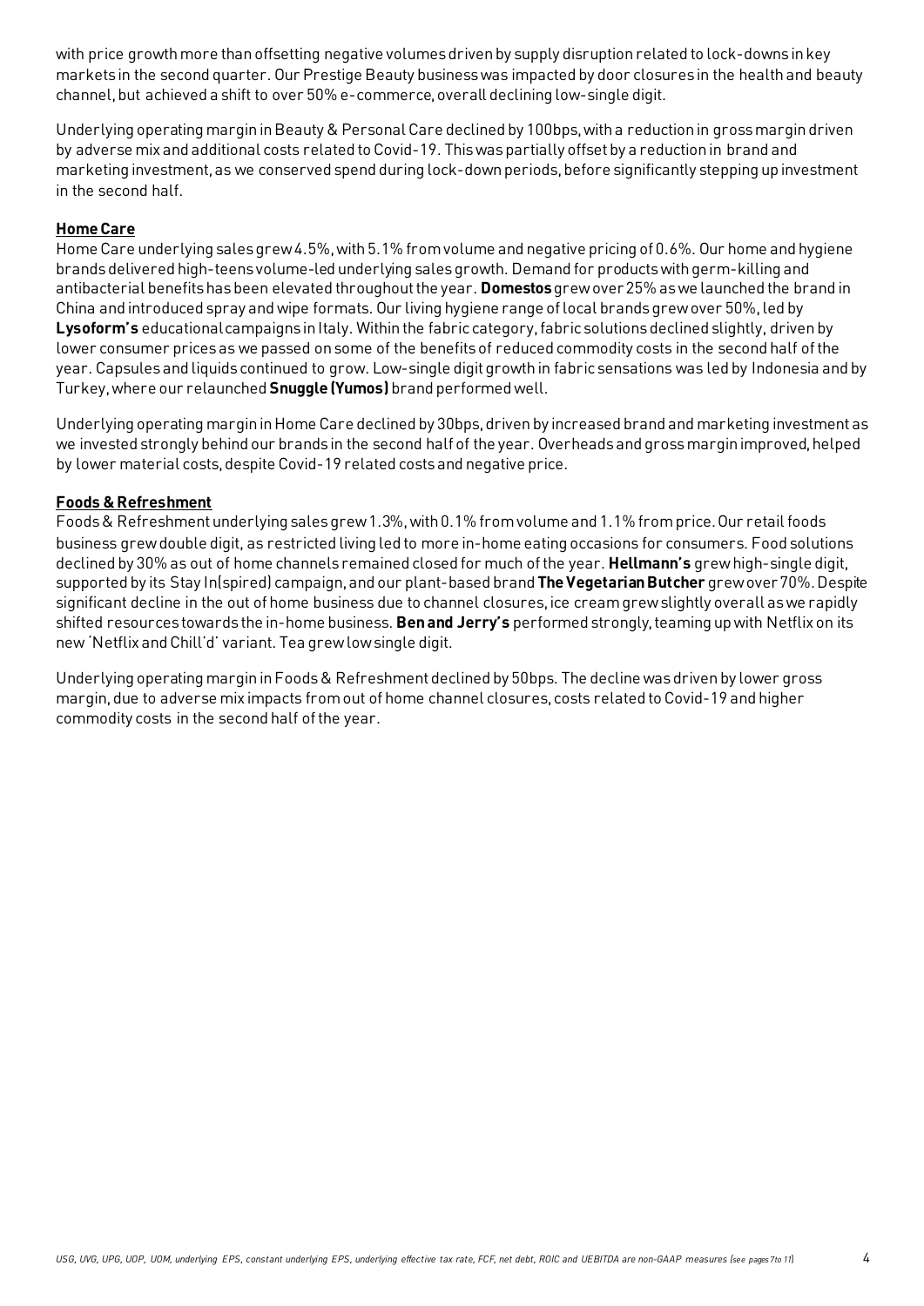with price growth more than offsetting negative volumes driven by supply disruption related to lock-downs in key markets in the second quarter. Our Prestige Beauty business was impacted by door closures in the health and beauty channel, but achieved a shift to over 50% e-commerce, overall declining low-single digit.

Underlying operating margin in Beauty & Personal Care declined by 100bps, with a reduction in gross margin driven by adverse mix and additional costs related to Covid-19. This was partially offset by a reduction in brand and marketing investment, as we conserved spend during lock-down periods, before significantly stepping up investment in the second half.

### Home Care

Home Care underlying sales grew 4.5%, with 5.1% from volume and negative pricing of 0.6%. Our home and hygiene brands delivered high-teens volume-led underlying sales growth. Demand for products with germ-killing and antibacterial benefits has been elevated throughout the year. **Domestos** grew over 25% as we launched the brand in China and introduced spray and wipe formats. Our living hygiene range of local brands grew over 50%, led by **Lysoform's** educational campaigns in Italy. Within the fabric category, fabric solutions declined slightly, driven by lower consumer prices as we passed on some of the benefits of reduced commodity costs in the second half of the year. Capsules and liquids continued to grow. Low-single digit growth in fabric sensations was led by Indonesia and by Turkey, where our relaunched **Snuggle (Yumos)** brand performed well.

Underlying operating margin in Home Care declined by 30bps, driven by increased brand and marketing investment as we invested strongly behind our brands in the second half of the year. Overheads and gross margin improved, helped by lower material costs, despite Covid-19 related costs and negative price.

### Foods & Refreshment

Foods & Refreshment underlying sales grew 1.3%, with 0.1% from volume and 1.1% from price. Our retail foods business grew double digit, as restricted living led to more in-home eating occasions for consumers. Food solutions declined by 30% as out of home channels remained closed for much of the year. **Hellmann's** grew high-single digit, supported by its Stay In(spired) campaign, and our plant-based brand **The Vegetarian Butcher** grew over 70%. Despite significant decline in the out of home business due to channel closures, ice cream grew slightly overall as we rapidly shifted resources towards the in-home business. **Ben and Jerry's** performed strongly, teaming up with Netflix on its new 'Netflix and Chill'd' variant. Tea grew low single digit.

Underlying operating margin in Foods & Refreshment declined by 50bps. The decline was driven by lower gross margin, due to adverse mix impacts from out of home channel closures, costs related to Covid-19 and higher commodity costs in the second half of the year.

*USG, UVG, UPG, UOP, UOM, underlying EPS, constant underlying EPS, underlying effective tax rate, FCF, net debt, ROIC and UEBITDA are non-GAAP measures (see pages 7 to 11)*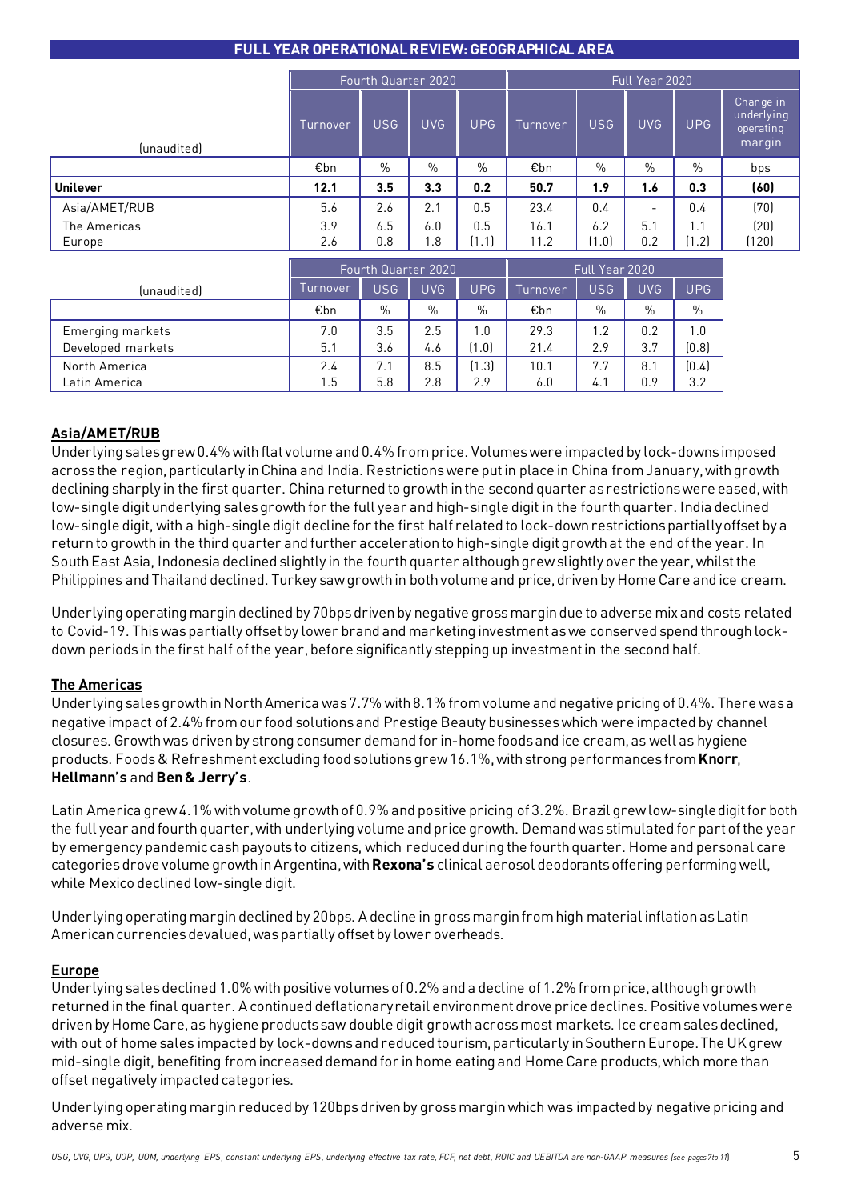## FULL YEAR OPERATIONAL REVIEW: GEOGRAPHICAL AREA

| (unaudited) | Fourth Quarter 2020 | | | | Full Year 2020 | | | | |
|---|---|---|---|---|---|---|---|---|---|
| | Turnover | USG | UVG | UPG | Turnover | USG | UVG | UPG | Change in underlying operating margin |
| | €bn | % | % | % | €bn | % | % | % | bps |
| **Unilever** | **12.1** | **3.5** | **3.3** | **0.2** | **50.7** | **1.9** | **1.6** | **0.3** | **(60)** |
| Asia/AMET/RUB | 5.6 | 2.6 | 2.1 | 0.5 | 23.4 | 0.4 | - | 0.4 | (70) |
| The Americas | 3.9 | 6.5 | 6.0 | 0.5 | 16.1 | 6.2 | 5.1 | 1.1 | (20) |
| Europe | 2.6 | 0.8 | 1.8 | (1.1) | 11.2 | (1.0) | 0.2 | (1.2) | (120) |

| (unaudited) | Fourth Quarter 2020 | | | | Full Year 2020 | | | |
|---|---|---|---|---|---|---|---|---|
| | Turnover | USG | UVG | UPG | Turnover | USG | UVG | UPG |
| | €bn | % | % | % | €bn | % | % | % |
| Emerging markets | 7.0 | 3.5 | 2.5 | 1.0 | 29.3 | 1.2 | 0.2 | 1.0 |
| Developed markets | 5.1 | 3.6 | 4.6 | (1.0) | 21.4 | 2.9 | 3.7 | (0.8) |
| North America | 2.4 | 7.1 | 8.5 | (1.3) | 10.1 | 7.7 | 8.1 | (0.4) |
| Latin America | 1.5 | 5.8 | 2.8 | 2.9 | 6.0 | 4.1 | 0.9 | 3.2 |

### Asia/AMET/RUB

Underlying sales grew 0.4% with flat volume and 0.4% from price. Volumes were impacted by lock-downs imposed across the region, particularly in China and India. Restrictions were put in place in China from January, with growth declining sharply in the first quarter. China returned to growth in the second quarter as restrictions were eased, with low-single digit underlying sales growth for the full year and high-single digit in the fourth quarter. India declined low-single digit, with a high-single digit decline for the first half related to lock-down restrictions partially offset by a return to growth in the third quarter and further acceleration to high-single digit growth at the end of the year. In South East Asia, Indonesia declined slightly in the fourth quarter although grew slightly over the year, whilst the Philippines and Thailand declined. Turkey saw growth in both volume and price, driven by Home Care and ice cream.

Underlying operating margin declined by 70bps driven by negative gross margin due to adverse mix and costs related to Covid-19. This was partially offset by lower brand and marketing investment as we conserved spend through lock-down periods in the first half of the year, before significantly stepping up investment in the second half.

### The Americas

Underlying sales growth in North America was 7.7% with 8.1% from volume and negative pricing of 0.4%. There was a negative impact of 2.4% from our food solutions and Prestige Beauty businesses which were impacted by channel closures. Growth was driven by strong consumer demand for in-home foods and ice cream, as well as hygiene products. Foods & Refreshment excluding food solutions grew 16.1%, with strong performances from **Knorr**, **Hellmann's** and **Ben & Jerry's**.

Latin America grew 4.1% with volume growth of 0.9% and positive pricing of 3.2%. Brazil grew low-single digit for both the full year and fourth quarter, with underlying volume and price growth. Demand was stimulated for part of the year by emergency pandemic cash payouts to citizens, which reduced during the fourth quarter. Home and personal care categories drove volume growth in Argentina, with **Rexona's** clinical aerosol deodorants offering performing well, while Mexico declined low-single digit.

Underlying operating margin declined by 20bps. A decline in gross margin from high material inflation as Latin American currencies devalued, was partially offset by lower overheads.

### Europe

Underlying sales declined 1.0% with positive volumes of 0.2% and a decline of 1.2% from price, although growth returned in the final quarter. A continued deflationary retail environment drove price declines. Positive volumes were driven by Home Care, as hygiene products saw double digit growth across most markets. Ice cream sales declined, with out of home sales impacted by lock-downs and reduced tourism, particularly in Southern Europe. The UK grew mid-single digit, benefiting from increased demand for in home eating and Home Care products, which more than offset negatively impacted categories.

Underlying operating margin reduced by 120bps driven by gross margin which was impacted by negative pricing and adverse mix.

*USG, UVG, UPG, UOP, UOM, underlying EPS, constant underlying EPS, underlying effective tax rate, FCF, net debt, ROIC and UEBITDA are non-GAAP measures (see pages 7 to 11)*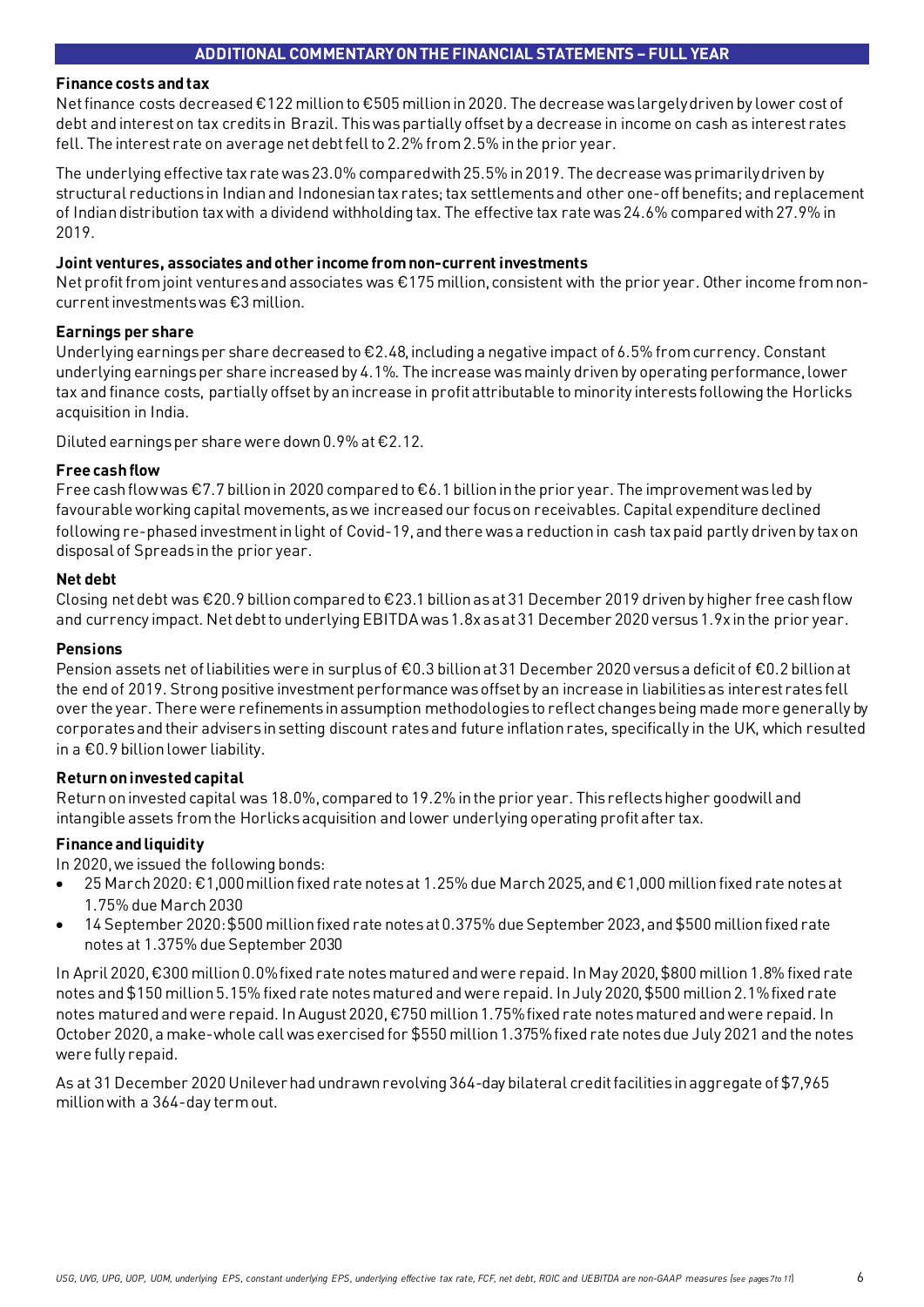## ADDITIONAL COMMENTARY ON THE FINANCIAL STATEMENTS – FULL YEAR

### Finance costs and tax

Net finance costs decreased €122 million to €505 million in 2020. The decrease was largely driven by lower cost of debt and interest on tax credits in Brazil. This was partially offset by a decrease in income on cash as interest rates fell. The interest rate on average net debt fell to 2.2% from 2.5% in the prior year.

The underlying effective tax rate was 23.0% compared with 25.5% in 2019. The decrease was primarily driven by structural reductions in Indian and Indonesian tax rates; tax settlements and other one-off benefits; and replacement of Indian distribution tax with a dividend withholding tax. The effective tax rate was 24.6% compared with 27.9% in 2019.

### Joint ventures, associates and other income from non-current investments

Net profit from joint ventures and associates was €175 million, consistent with the prior year. Other income from non-current investments was €3 million.

### Earnings per share

Underlying earnings per share decreased to €2.48, including a negative impact of 6.5% from currency. Constant underlying earnings per share increased by 4.1%. The increase was mainly driven by operating performance, lower tax and finance costs, partially offset by an increase in profit attributable to minority interests following the Horlicks acquisition in India.

Diluted earnings per share were down 0.9% at €2.12.

### Free cash flow

Free cash flow was €7.7 billion in 2020 compared to €6.1 billion in the prior year. The improvement was led by favourable working capital movements, as we increased our focus on receivables. Capital expenditure declined following re-phased investment in light of Covid-19, and there was a reduction in cash tax paid partly driven by tax on disposal of Spreads in the prior year.

### Net debt

Closing net debt was €20.9 billion compared to €23.1 billion as at 31 December 2019 driven by higher free cash flow and currency impact. Net debt to underlying EBITDA was 1.8x as at 31 December 2020 versus 1.9x in the prior year.

### Pensions

Pension assets net of liabilities were in surplus of €0.3 billion at 31 December 2020 versus a deficit of €0.2 billion at the end of 2019. Strong positive investment performance was offset by an increase in liabilities as interest rates fell over the year. There were refinements in assumption methodologies to reflect changes being made more generally by corporates and their advisers in setting discount rates and future inflation rates, specifically in the UK, which resulted in a €0.9 billion lower liability.

### Return on invested capital

Return on invested capital was 18.0%, compared to 19.2% in the prior year. This reflects higher goodwill and intangible assets from the Horlicks acquisition and lower underlying operating profit after tax.

### Finance and liquidity

In 2020, we issued the following bonds:

- 25 March 2020: €1,000 million fixed rate notes at 1.25% due March 2025, and €1,000 million fixed rate notes at 1.75% due March 2030
- 14 September 2020: $500 million fixed rate notes at 0.375% due September 2023, and $500 million fixed rate notes at 1.375% due September 2030

In April 2020, €300 million 0.0% fixed rate notes matured and were repaid. In May 2020, $800 million 1.8% fixed rate notes and $150 million 5.15% fixed rate notes matured and were repaid. In July 2020, $500 million 2.1% fixed rate notes matured and were repaid. In August 2020, €750 million 1.75% fixed rate notes matured and were repaid. In October 2020, a make-whole call was exercised for $550 million 1.375% fixed rate notes due July 2021 and the notes were fully repaid.

As at 31 December 2020 Unilever had undrawn revolving 364-day bilateral credit facilities in aggregate of $7,965 million with a 364-day term out.

*USG, UVG, UPG, UOP, UOM, underlying EPS, constant underlying EPS, underlying effective tax rate, FCF, net debt, ROIC and UEBITDA are non-GAAP measures (see pages 7 to 11)*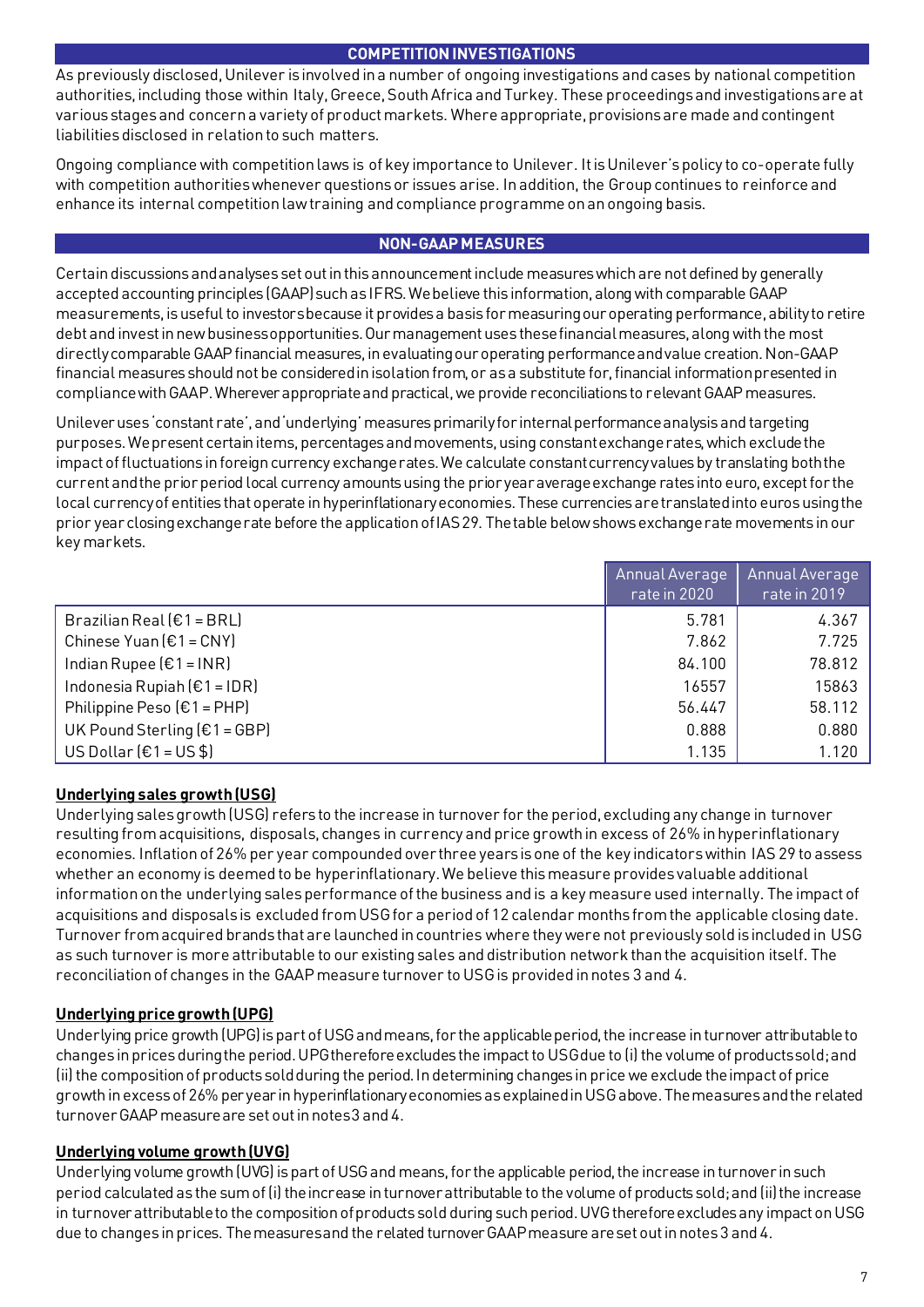## COMPETITION INVESTIGATIONS

As previously disclosed, Unilever is involved in a number of ongoing investigations and cases by national competition authorities, including those within Italy, Greece, South Africa and Turkey. These proceedings and investigations are at various stages and concern a variety of product markets. Where appropriate, provisions are made and contingent liabilities disclosed in relation to such matters.

Ongoing compliance with competition laws is of key importance to Unilever. It is Unilever's policy to co-operate fully with competition authorities whenever questions or issues arise. In addition, the Group continues to reinforce and enhance its internal competition law training and compliance programme on an ongoing basis.

## NON-GAAP MEASURES

Certain discussions and analyses set out in this announcement include measures which are not defined by generally accepted accounting principles (GAAP) such as IFRS. We believe this information, along with comparable GAAP measurements, is useful to investors because it provides a basis for measuring our operating performance, ability to retire debt and invest in new business opportunities. Our management uses these financial measures, along with the most directly comparable GAAP financial measures, in evaluating our operating performance and value creation. Non-GAAP financial measures should not be considered in isolation from, or as a substitute for, financial information presented in compliance with GAAP. Wherever appropriate and practical, we provide reconciliations to relevant GAAP measures.

Unilever uses 'constant rate', and 'underlying' measures primarily for internal performance analysis and targeting purposes. We present certain items, percentages and movements, using constant exchange rates, which exclude the impact of fluctuations in foreign currency exchange rates. We calculate constant currency values by translating both the current and the prior period local currency amounts using the prior year average exchange rates into euro, except for the local currency of entities that operate in hyperinflationary economies. These currencies are translated into euros using the prior year closing exchange rate before the application of IAS 29. The table below shows exchange rate movements in our key markets.

| | Annual Average rate in 2020 | Annual Average rate in 2019 |
|---|---|---|
| Brazilian Real (€1 = BRL) | 5.781 | 4.367 |
| Chinese Yuan (€1 = CNY) | 7.862 | 7.725 |
| Indian Rupee (€1 = INR) | 84.100 | 78.812 |
| Indonesia Rupiah (€1 = IDR) | 16557 | 15863 |
| Philippine Peso (€1 = PHP) | 56.447 | 58.112 |
| UK Pound Sterling (€1 = GBP) | 0.888 | 0.880 |
| US Dollar (€1 = US $) | 1.135 | 1.120 |

### Underlying sales growth (USG)

Underlying sales growth (USG) refers to the increase in turnover for the period, excluding any change in turnover resulting from acquisitions, disposals, changes in currency and price growth in excess of 26% in hyperinflationary economies. Inflation of 26% per year compounded over three years is one of the key indicators within IAS 29 to assess whether an economy is deemed to be hyperinflationary. We believe this measure provides valuable additional information on the underlying sales performance of the business and is a key measure used internally. The impact of acquisitions and disposals is excluded from USG for a period of 12 calendar months from the applicable closing date. Turnover from acquired brands that are launched in countries where they were not previously sold is included in USG as such turnover is more attributable to our existing sales and distribution network than the acquisition itself. The reconciliation of changes in the GAAP measure turnover to USG is provided in notes 3 and 4.

### Underlying price growth (UPG)

Underlying price growth (UPG) is part of USG and means, for the applicable period, the increase in turnover attributable to changes in prices during the period. UPG therefore excludes the impact to USG due to (i) the volume of products sold; and (ii) the composition of products sold during the period. In determining changes in price we exclude the impact of price growth in excess of 26% per year in hyperinflationary economies as explained in USG above. The measures and the related turnover GAAP measure are set out in notes 3 and 4.

### Underlying volume growth (UVG)

Underlying volume growth (UVG) is part of USG and means, for the applicable period, the increase in turnover in such period calculated as the sum of (i) the increase in turnover attributable to the volume of products sold; and (ii) the increase in turnover attributable to the composition of products sold during such period. UVG therefore excludes any impact on USG due to changes in prices. The measures and the related turnover GAAP measure are set out in notes 3 and 4.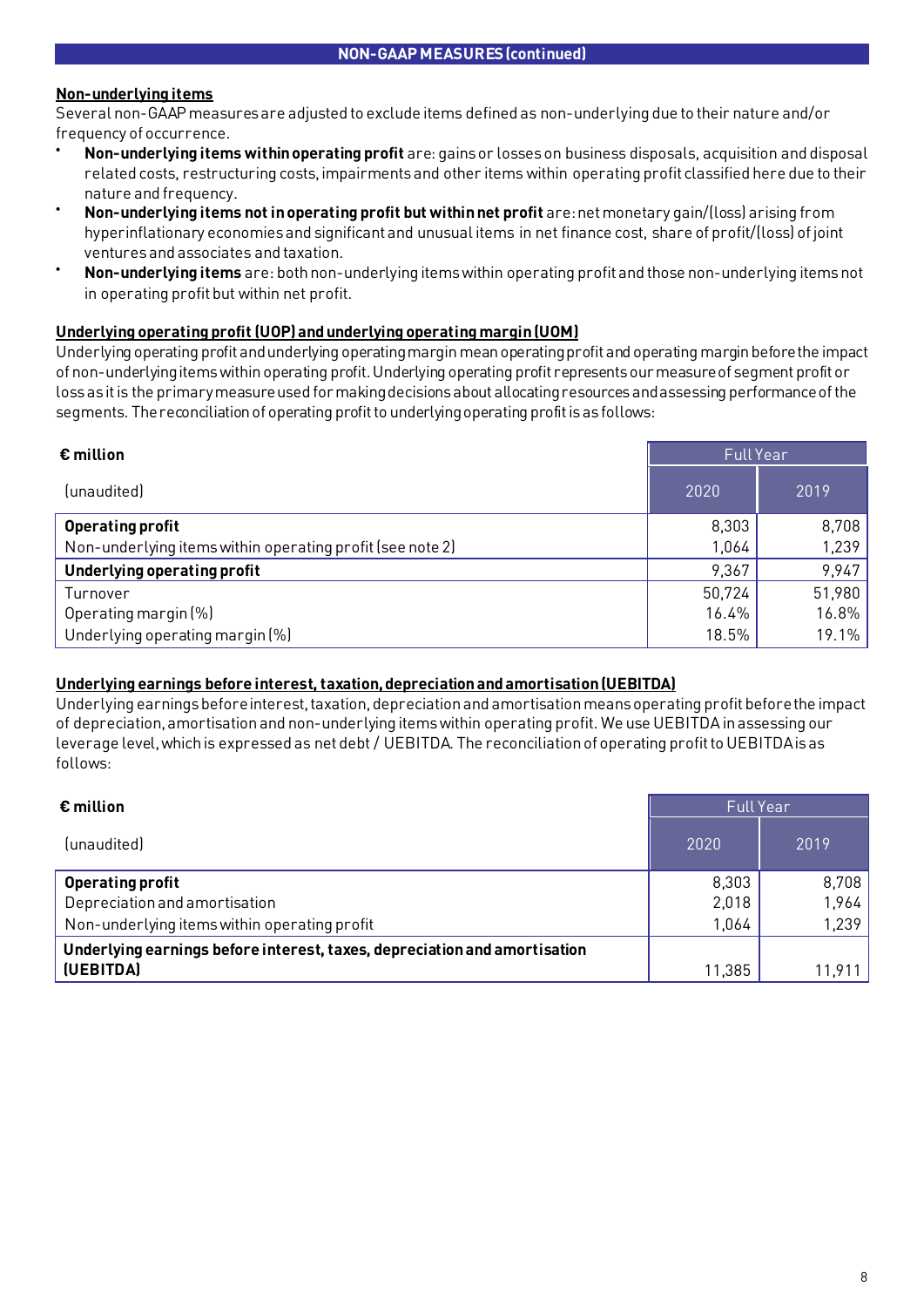## NON-GAAP MEASURES (continued)

**Non-underlying items**

Several non-GAAP measures are adjusted to exclude items defined as non-underlying due to their nature and/or frequency of occurrence.

- **Non-underlying items within operating profit** are: gains or losses on business disposals, acquisition and disposal related costs, restructuring costs, impairments and other items within operating profit classified here due to their nature and frequency.
- **Non-underlying items not in operating profit but within net profit** are: net monetary gain/(loss) arising from hyperinflationary economies and significant and unusual items in net finance cost, share of profit/(loss) of joint ventures and associates and taxation.
- **Non-underlying items** are: both non-underlying items within operating profit and those non-underlying items not in operating profit but within net profit.

**Underlying operating profit (UOP) and underlying operating margin (UOM)**

Underlying operating profit and underlying operating margin mean operating profit and operating margin before the impact of non-underlying items within operating profit. Underlying operating profit represents our measure of segment profit or loss as it is the primary measure used for making decisions about allocating resources and assessing performance of the segments. The reconciliation of operating profit to underlying operating profit is as follows:

| **€ million** | Full Year | |
|---|---|---|
| (unaudited) | 2020 | 2019 |
| **Operating profit** | 8,303 | 8,708 |
| Non-underlying items within operating profit (see note 2) | 1,064 | 1,239 |
| **Underlying operating profit** | 9,367 | 9,947 |
| Turnover | 50,724 | 51,980 |
| Operating margin (%) | 16.4% | 16.8% |
| Underlying operating margin (%) | 18.5% | 19.1% |

**Underlying earnings before interest, taxation, depreciation and amortisation (UEBITDA)**

Underlying earnings before interest, taxation, depreciation and amortisation means operating profit before the impact of depreciation, amortisation and non-underlying items within operating profit. We use UEBITDA in assessing our leverage level, which is expressed as net debt / UEBITDA. The reconciliation of operating profit to UEBITDA is as follows:

| **€ million** | Full Year | |
|---|---|---|
| (unaudited) | 2020 | 2019 |
| **Operating profit** | 8,303 | 8,708 |
| Depreciation and amortisation | 2,018 | 1,964 |
| Non-underlying items within operating profit | 1,064 | 1,239 |
| **Underlying earnings before interest, taxes, depreciation and amortisation (UEBITDA)** | 11,385 | 11,911 |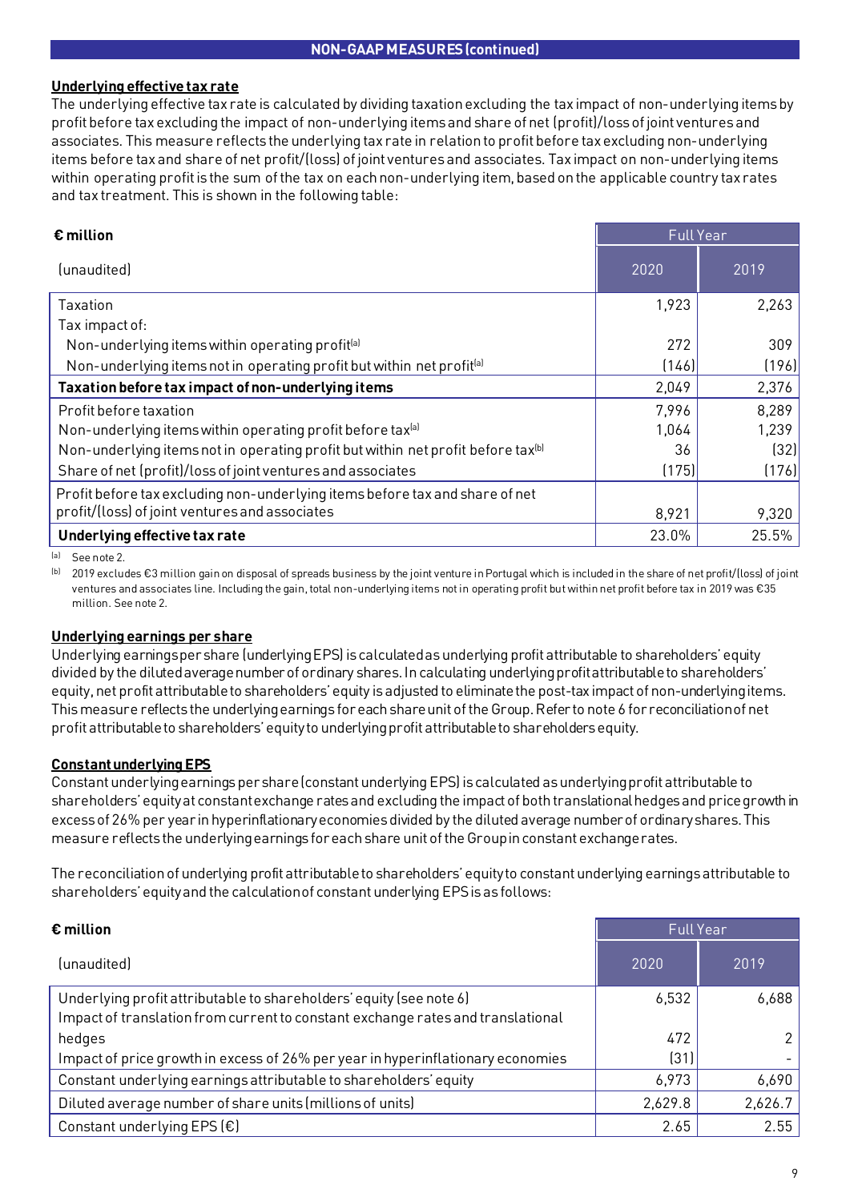## NON-GAAP MEASURES (continued)

### Underlying effective tax rate

The underlying effective tax rate is calculated by dividing taxation excluding the tax impact of non-underlying items by profit before tax excluding the impact of non-underlying items and share of net (profit)/loss of joint ventures and associates. This measure reflects the underlying tax rate in relation to profit before tax excluding non-underlying items before tax and share of net profit/(loss) of joint ventures and associates. Tax impact on non-underlying items within operating profit is the sum of the tax on each non-underlying item, based on the applicable country tax rates and tax treatment. This is shown in the following table:

| € million | Full Year | |
|---|---|---|
| (unaudited) | 2020 | 2019 |
| Taxation | 1,923 | 2,263 |
| Tax impact of: | | |
| Non-underlying items within operating profit[a] | 272 | 309 |
| Non-underlying items not in operating profit but within net profit[a] | (146) | (196) |
| **Taxation before tax impact of non-underlying items** | 2,049 | 2,376 |
| Profit before taxation | 7,996 | 8,289 |
| Non-underlying items within operating profit before tax[a] | 1,064 | 1,239 |
| Non-underlying items not in operating profit but within net profit before tax[b] | 36 | (32) |
| Share of net (profit)/loss of joint ventures and associates | (175) | (176) |
| Profit before tax excluding non-underlying items before tax and share of net profit/(loss) of joint ventures and associates | 8,921 | 9,320 |
| **Underlying effective tax rate** | 23.0% | 25.5% |

[a] See note 2.

[b] 2019 excludes €3 million gain on disposal of spreads business by the joint venture in Portugal which is included in the share of net profit/(loss) of joint ventures and associates line. Including the gain, total non-underlying items not in operating profit but within net profit before tax in 2019 was €35 million. See note 2.

### Underlying earnings per share

Underlying earnings per share (underlying EPS) is calculated as underlying profit attributable to shareholders' equity divided by the diluted average number of ordinary shares. In calculating underlying profit attributable to shareholders' equity, net profit attributable to shareholders' equity is adjusted to eliminate the post-tax impact of non-underlying items. This measure reflects the underlying earnings for each share unit of the Group. Refer to note 6 for reconciliation of net profit attributable to shareholders' equity to underlying profit attributable to shareholders equity.

### Constant underlying EPS

Constant underlying earnings per share (constant underlying EPS) is calculated as underlying profit attributable to shareholders' equity at constant exchange rates and excluding the impact of both translational hedges and price growth in excess of 26% per year in hyperinflationary economies divided by the diluted average number of ordinary shares. This measure reflects the underlying earnings for each share unit of the Group in constant exchange rates.

The reconciliation of underlying profit attributable to shareholders' equity to constant underlying earnings attributable to shareholders' equity and the calculation of constant underlying EPS is as follows:

| € million | Full Year | |
|---|---|---|
| (unaudited) | 2020 | 2019 |
| Underlying profit attributable to shareholders' equity (see note 6) | 6,532 | 6,688 |
| Impact of translation from current to constant exchange rates and translational hedges | 472 | 2 |
| Impact of price growth in excess of 26% per year in hyperinflationary economies | (31) | - |
| Constant underlying earnings attributable to shareholders' equity | 6,973 | 6,690 |
| Diluted average number of share units (millions of units) | 2,629.8 | 2,626.7 |
| Constant underlying EPS (€) | 2.65 | 2.55 |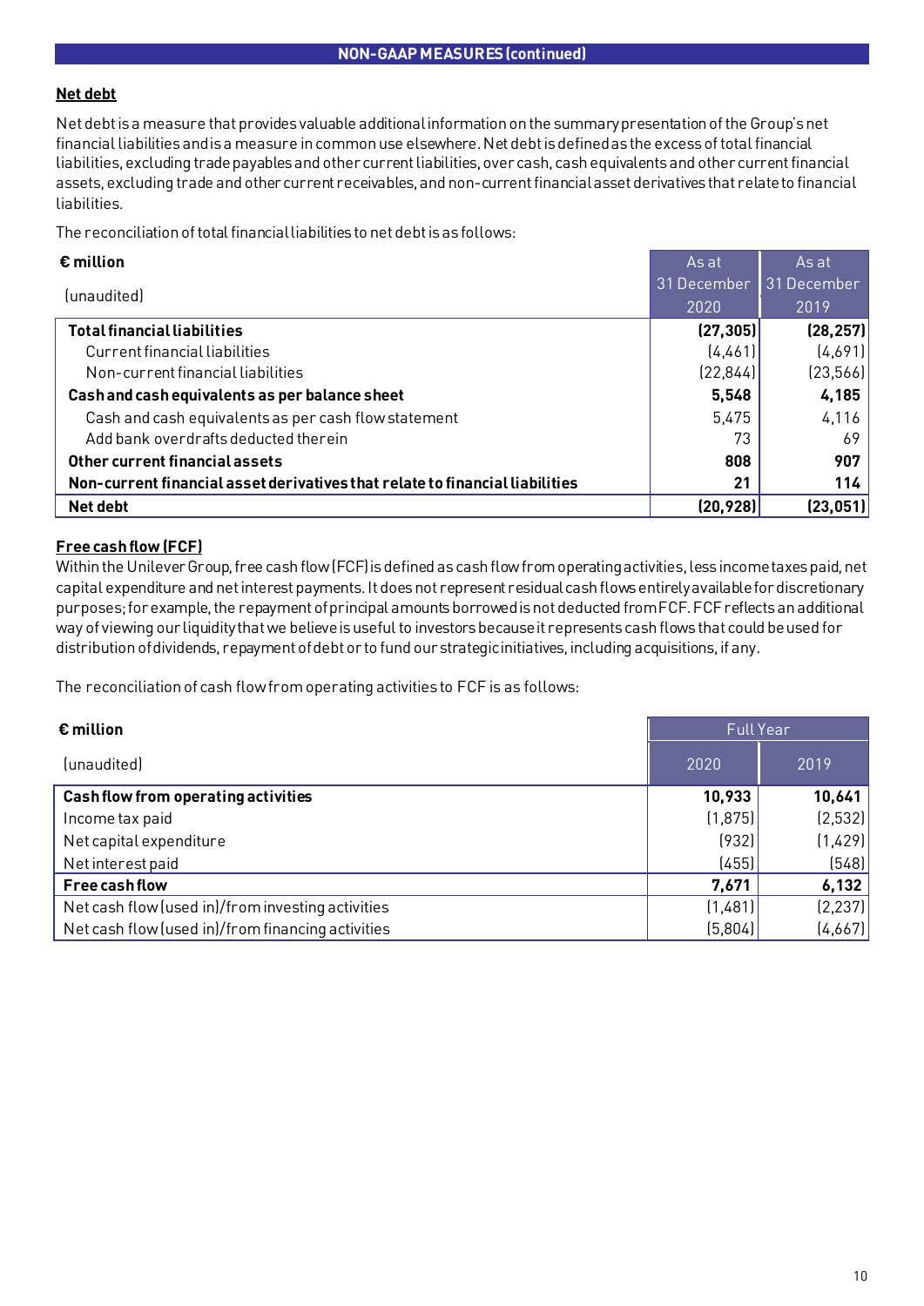## NON-GAAP MEASURES (continued)

### Net debt

Net debt is a measure that provides valuable additional information on the summary presentation of the Group's net financial liabilities and is a measure in common use elsewhere. Net debt is defined as the excess of total financial liabilities, excluding trade payables and other current liabilities, over cash, cash equivalents and other current financial assets, excluding trade and other current receivables, and non-current financial asset derivatives that relate to financial liabilities.

The reconciliation of total financial liabilities to net debt is as follows:

| **€ million** (unaudited) | As at 31 December 2020 | As at 31 December 2019 |
|---|---|---|
| **Total financial liabilities** | **(27,305)** | **(28,257)** |
| Current financial liabilities | (4,461) | (4,691) |
| Non-current financial liabilities | (22,844) | (23,566) |
| **Cash and cash equivalents as per balance sheet** | **5,548** | **4,185** |
| Cash and cash equivalents as per cash flow statement | 5,475 | 4,116 |
| Add bank overdrafts deducted therein | 73 | 69 |
| **Other current financial assets** | **808** | **907** |
| **Non-current financial asset derivatives that relate to financial liabilities** | **21** | **114** |
| **Net debt** | **(20,928)** | **(23,051)** |

### Free cash flow (FCF)

Within the Unilever Group, free cash flow (FCF) is defined as cash flow from operating activities, less income taxes paid, net capital expenditure and net interest payments. It does not represent residual cash flows entirely available for discretionary purposes; for example, the repayment of principal amounts borrowed is not deducted from FCF. FCF reflects an additional way of viewing our liquidity that we believe is useful to investors because it represents cash flows that could be used for distribution of dividends, repayment of debt or to fund our strategic initiatives, including acquisitions, if any.

The reconciliation of cash flow from operating activities to FCF is as follows:

| **€ million** | Full Year | |
|---|---|---|
| (unaudited) | 2020 | 2019 |
| **Cash flow from operating activities** | **10,933** | **10,641** |
| Income tax paid | (1,875) | (2,532) |
| Net capital expenditure | (932) | (1,429) |
| Net interest paid | (455) | (548) |
| **Free cash flow** | **7,671** | **6,132** |
| Net cash flow (used in)/from investing activities | (1,481) | (2,237) |
| Net cash flow (used in)/from financing activities | (5,804) | (4,667) |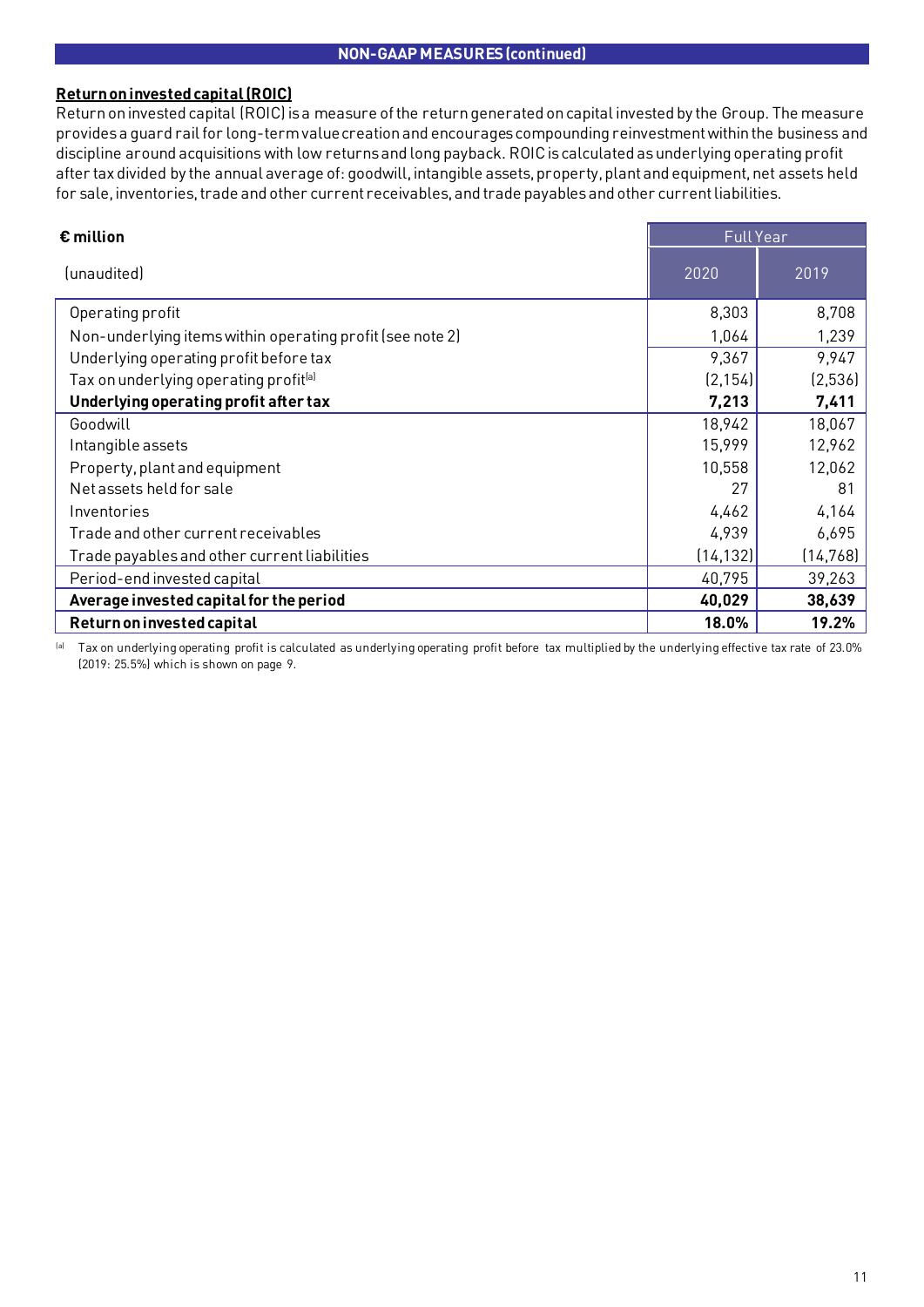## NON-GAAP MEASURES (continued)

**Return on invested capital (ROIC)**

Return on invested capital (ROIC) is a measure of the return generated on capital invested by the Group. The measure provides a guard rail for long-term value creation and encourages compounding reinvestment within the business and discipline around acquisitions with low returns and long payback. ROIC is calculated as underlying operating profit after tax divided by the annual average of: goodwill, intangible assets, property, plant and equipment, net assets held for sale, inventories, trade and other current receivables, and trade payables and other current liabilities.

| **€ million** | Full Year | |
|---|---|---|
| (unaudited) | 2020 | 2019 |
| Operating profit | 8,303 | 8,708 |
| Non-underlying items within operating profit (see note 2) | 1,064 | 1,239 |
| Underlying operating profit before tax | 9,367 | 9,947 |
| Tax on underlying operating profit[a] | (2,154) | (2,536) |
| **Underlying operating profit after tax** | **7,213** | **7,411** |
| Goodwill | 18,942 | 18,067 |
| Intangible assets | 15,999 | 12,962 |
| Property, plant and equipment | 10,558 | 12,062 |
| Net assets held for sale | 27 | 81 |
| Inventories | 4,462 | 4,164 |
| Trade and other current receivables | 4,939 | 6,695 |
| Trade payables and other current liabilities | (14,132) | (14,768) |
| Period-end invested capital | 40,795 | 39,263 |
| **Average invested capital for the period** | **40,029** | **38,639** |
| **Return on invested capital** | **18.0%** | **19.2%** |

[a] Tax on underlying operating profit is calculated as underlying operating profit before tax multiplied by the underlying effective tax rate of 23.0% (2019: 25.5%) which is shown on page 9.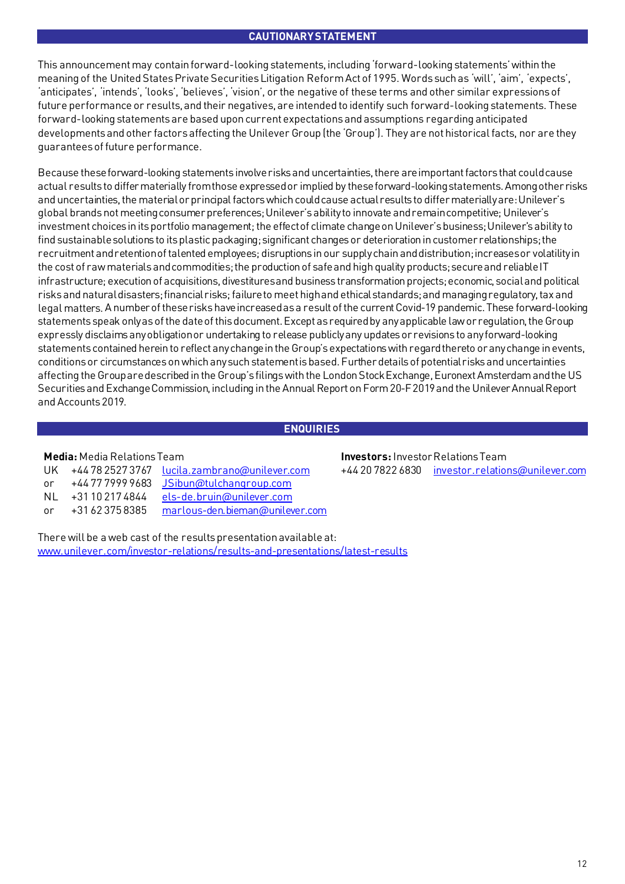## CAUTIONARY STATEMENT

This announcement may contain forward-looking statements, including 'forward-looking statements' within the meaning of the United States Private Securities Litigation Reform Act of 1995. Words such as 'will', 'aim', 'expects', 'anticipates', 'intends', 'looks', 'believes', 'vision', or the negative of these terms and other similar expressions of future performance or results, and their negatives, are intended to identify such forward-looking statements. These forward-looking statements are based upon current expectations and assumptions regarding anticipated developments and other factors affecting the Unilever Group (the 'Group'). They are not historical facts, nor are they guarantees of future performance.

Because these forward-looking statements involve risks and uncertainties, there are important factors that could cause actual results to differ materially from those expressed or implied by these forward-looking statements. Among other risks and uncertainties, the material or principal factors which could cause actual results to differ materially are: Unilever's global brands not meeting consumer preferences; Unilever's ability to innovate and remain competitive; Unilever's investment choices in its portfolio management; the effect of climate change on Unilever's business; Unilever's ability to find sustainable solutions to its plastic packaging; significant changes or deterioration in customer relationships; the recruitment and retention of talented employees; disruptions in our supply chain and distribution; increases or volatility in the cost of raw materials and commodities; the production of safe and high quality products; secure and reliable IT infrastructure; execution of acquisitions, divestitures and business transformation projects; economic, social and political risks and natural disasters; financial risks; failure to meet high and ethical standards; and managing regulatory, tax and legal matters. A number of these risks have increased as a result of the current Covid-19 pandemic. These forward-looking statements speak only as of the date of this document. Except as required by any applicable law or regulation, the Group expressly disclaims any obligation or undertaking to release publicly any updates or revisions to any forward-looking statements contained herein to reflect any change in the Group's expectations with regard thereto or any change in events, conditions or circumstances on which any such statement is based. Further details of potential risks and uncertainties affecting the Group are described in the Group's filings with the London Stock Exchange, Euronext Amsterdam and the US Securities and Exchange Commission, including in the Annual Report on Form 20-F 2019 and the Unilever Annual Report and Accounts 2019.

## ENQUIRIES

**Media:** Media Relations Team

| | | |
|---|---|---|
| UK | +44 78 2527 3767 | lucila.zambrano@unilever.com |
| or | +44 77 7999 9683 | JSibun@tulchangroup.com |
| NL | +31 10 217 4844 | els-de.bruin@unilever.com |
| or | +31 62 375 8385 | marlous-den.bieman@unilever.com |

**Investors:** Investor Relations Team

+44 20 7822 6830 investor.relations@unilever.com

There will be a web cast of the results presentation available at:
www.unilever.com/investor-relations/results-and-presentations/latest-results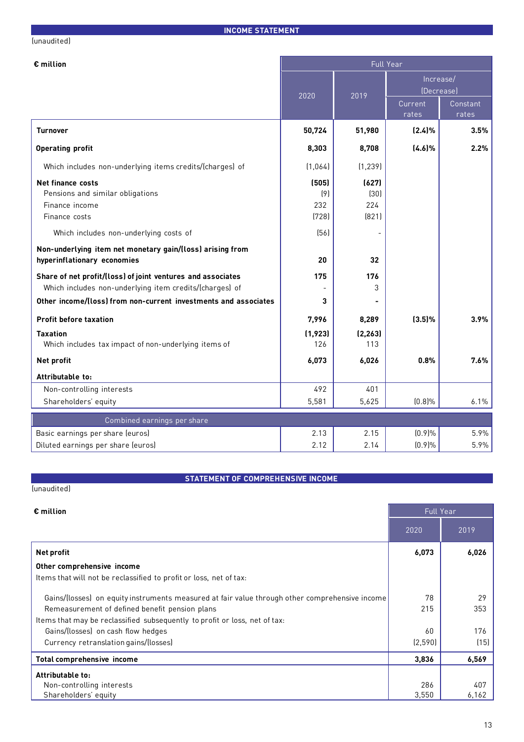## INCOME STATEMENT

(unaudited)

| € million | Full Year | | | |
|---|---|---|---|---|
| | 2020 | 2019 | Increase/ (Decrease) | |
| | | | Current rates | Constant rates |
| **Turnover** | **50,724** | **51,980** | **(2.4)%** | **3.5%** |
| **Operating profit** | **8,303** | **8,708** | **(4.6)%** | **2.2%** |
| Which includes non-underlying items credits/(charges) of | (1,064) | (1,239) | | |
| **Net finance costs** | **(505)** | **(627)** | | |
| Pensions and similar obligations | (9) | (30) | | |
| Finance income | 232 | 224 | | |
| Finance costs | (728) | (821) | | |
| Which includes non-underlying costs of | (56) | - | | |
| **Non-underlying item net monetary gain/(loss) arising from hyperinflationary economies** | **20** | **32** | | |
| **Share of net profit/(loss) of joint ventures and associates** | **175** | **176** | | |
| Which includes non-underlying item credits/(charges) of | - | 3 | | |
| **Other income/(loss) from non-current investments and associates** | **3** | **-** | | |
| **Profit before taxation** | **7,996** | **8,289** | **(3.5)%** | **3.9%** |
| **Taxation** | **(1,923)** | **(2,263)** | | |
| Which includes tax impact of non-underlying items of | 126 | 113 | | |
| **Net profit** | **6,073** | **6,026** | **0.8%** | **7.6%** |
| **Attributable to:** | | | | |
| Non-controlling interests | 492 | 401 | | |
| Shareholders' equity | 5,581 | 5,625 | (0.8)% | 6.1% |
| Combined earnings per share | | | | |
| Basic earnings per share (euros) | 2.13 | 2.15 | (0.9)% | 5.9% |
| Diluted earnings per share (euros) | 2.12 | 2.14 | (0.9)% | 5.9% |

## STATEMENT OF COMPREHENSIVE INCOME

(unaudited)

| € million | Full Year | |
|---|---|---|
| | 2020 | 2019 |
| **Net profit** | **6,073** | **6,026** |
| **Other comprehensive income** | | |
| Items that will not be reclassified to profit or loss, net of tax: | | |
| Gains/(losses) on equity instruments measured at fair value through other comprehensive income | 78 | 29 |
| Remeasurement of defined benefit pension plans | 215 | 353 |
| Items that may be reclassified subsequently to profit or loss, net of tax: | | |
| Gains/(losses) on cash flow hedges | 60 | 176 |
| Currency retranslation gains/(losses) | (2,590) | (15) |
| **Total comprehensive income** | **3,836** | **6,569** |
| **Attributable to:** | | |
| Non-controlling interests | 286 | 407 |
| Shareholders' equity | 3,550 | 6,162 |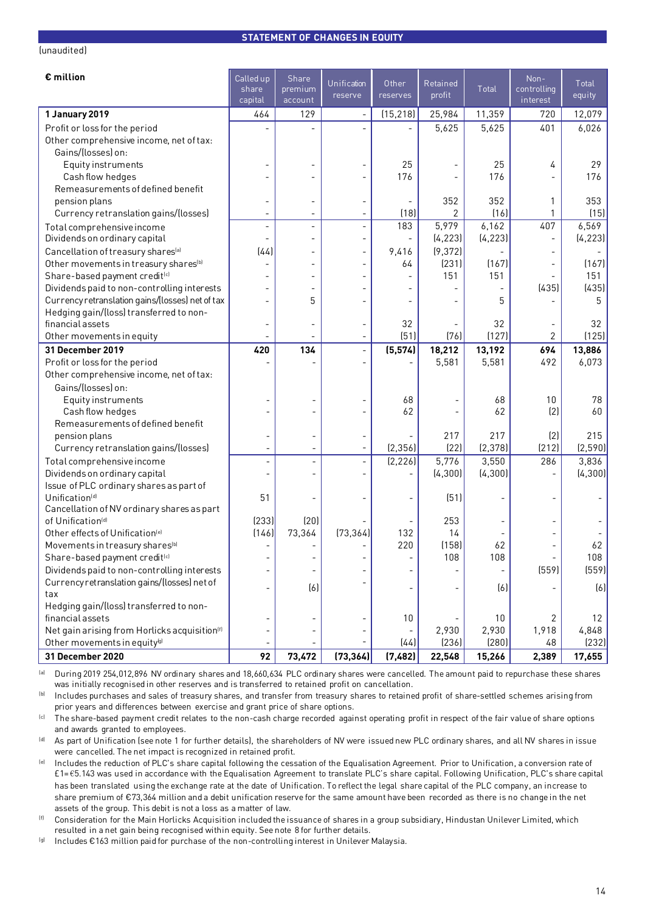## STATEMENT OF CHANGES IN EQUITY

(unaudited)

| € million | Called up share capital | Share premium account | Unification reserve | Other reserves | Retained profit | Total | Non-controlling interest | Total equity |
|---|---|---|---|---|---|---|---|---|
| **1 January 2019** | 464 | 129 | - | (15,218) | 25,984 | 11,359 | 720 | 12,079 |
| Profit or loss for the period | - | - | - | - | 5,625 | 5,625 | 401 | 6,026 |
| Other comprehensive income, net of tax: | | | | | | | | |
| Gains/(losses) on: | | | | | | | | |
| Equity instruments | - | - | - | 25 | - | 25 | 4 | 29 |
| Cash flow hedges | - | - | - | 176 | - | 176 | - | 176 |
| Remeasurements of defined benefit pension plans | - | - | - | - | 352 | 352 | 1 | 353 |
| Currency retranslation gains/(losses) | - | - | - | (18) | 2 | (16) | 1 | (15) |
| Total comprehensive income | - | - | - | 183 | 5,979 | 6,162 | 407 | 6,569 |
| Dividends on ordinary capital | - | - | - | - | (4,223) | (4,223) | - | (4,223) |
| Cancellation of treasury shares[a] | (44) | - | - | 9,416 | (9,372) | - | - | - |
| Other movements in treasury shares[b] | - | - | - | 64 | (231) | (167) | - | (167) |
| Share-based payment credit[c] | - | - | - | - | 151 | 151 | - | 151 |
| Dividends paid to non-controlling interests | - | - | - | - | - | - | (435) | (435) |
| Currency retranslation gains/(losses) net of tax | - | 5 | - | - | - | 5 | - | 5 |
| Hedging gain/(loss) transferred to non-financial assets | - | - | - | 32 | - | 32 | - | 32 |
| Other movements in equity | - | - | - | (51) | (76) | (127) | 2 | (125) |
| **31 December 2019** | **420** | **134** | - | **(5,574)** | **18,212** | **13,192** | **694** | **13,886** |
| Profit or loss for the period | - | - | - | - | 5,581 | 5,581 | 492 | 6,073 |
| Other comprehensive income, net of tax: | | | | | | | | |
| Gains/(losses) on: | | | | | | | | |
| Equity instruments | - | - | - | 68 | - | 68 | 10 | 78 |
| Cash flow hedges | - | - | - | 62 | - | 62 | (2) | 60 |
| Remeasurements of defined benefit pension plans | - | - | - | - | 217 | 217 | (2) | 215 |
| Currency retranslation gains/(losses) | - | - | - | (2,356) | (22) | (2,378) | (212) | (2,590) |
| Total comprehensive income | - | - | - | (2,226) | 5,776 | 3,550 | 286 | 3,836 |
| Dividends on ordinary capital | - | - | - | - | (4,300) | (4,300) | - | (4,300) |
| Issue of PLC ordinary shares as part of Unification[d] | 51 | - | - | - | (51) | - | - | - |
| Cancellation of NV ordinary shares as part of Unification[d] | (233) | (20) | - | - | 253 | - | - | - |
| Other effects of Unification[e] | (146) | 73,364 | (73,364) | 132 | 14 | - | - | - |
| Movements in treasury shares[b] | - | - | - | 220 | (158) | 62 | - | 62 |
| Share-based payment credit[c] | - | - | - | - | 108 | 108 | - | 108 |
| Dividends paid to non-controlling interests | - | - | - | - | - | - | (559) | (559) |
| Currency retranslation gains/(losses) net of tax | - | (6) | - | - | - | (6) | - | (6) |
| Hedging gain/(loss) transferred to non-financial assets | - | - | - | 10 | - | 10 | 2 | 12 |
| Net gain arising from Horlicks acquisition[f] | - | - | - | - | 2,930 | 2,930 | 1,918 | 4,848 |
| Other movements in equity[g] | - | - | - | (44) | (236) | (280) | 48 | (232) |
| **31 December 2020** | **92** | **73,472** | **(73,364)** | **(7,482)** | **22,548** | **15,266** | **2,389** | **17,655** |

[a] During 2019 254,012,896 NV ordinary shares and 18,660,634 PLC ordinary shares were cancelled. The amount paid to repurchase these shares was initially recognised in other reserves and is transferred to retained profit on cancellation.

[b] Includes purchases and sales of treasury shares, and transfer from treasury shares to retained profit of share-settled schemes arising from prior years and differences between exercise and grant price of share options.

[c] The share-based payment credit relates to the non-cash charge recorded against operating profit in respect of the fair value of share options and awards granted to employees.

[d] As part of Unification (see note 1 for further details), the shareholders of NV were issued new PLC ordinary shares, and all NV shares in issue were cancelled. The net impact is recognized in retained profit.

[e] Includes the reduction of PLC's share capital following the cessation of the Equalisation Agreement. Prior to Unification, a conversion rate of £1=€5.143 was used in accordance with the Equalisation Agreement to translate PLC's share capital. Following Unification, PLC's share capital has been translated using the exchange rate at the date of Unification. To reflect the legal share capital of the PLC company, an increase to share premium of €73,364 million and a debit unification reserve for the same amount have been recorded as there is no change in the net assets of the group. This debit is not a loss as a matter of law.

[f] Consideration for the Main Horlicks Acquisition included the issuance of shares in a group subsidiary, Hindustan Unilever Limited, which resulted in a net gain being recognised within equity. See note 8 for further details.

[g] Includes €163 million paid for purchase of the non-controlling interest in Unilever Malaysia.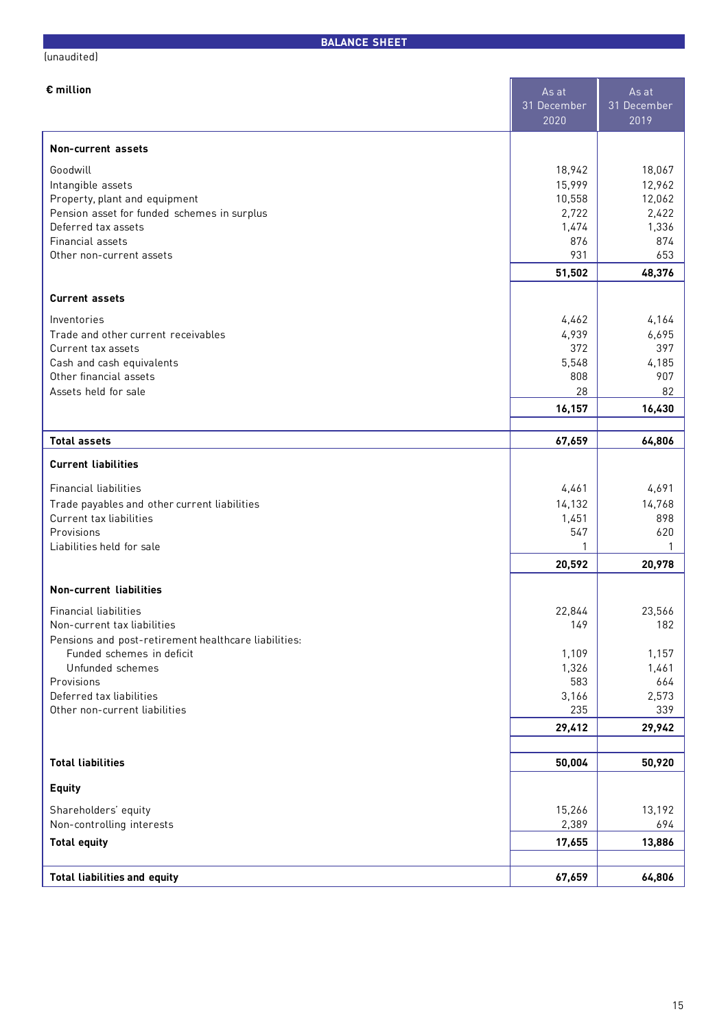## BALANCE SHEET

(unaudited)

| € million | As at 31 December 2020 | As at 31 December 2019 |
|---|---|---|
| **Non-current assets** | | |
| Goodwill | 18,942 | 18,067 |
| Intangible assets | 15,999 | 12,962 |
| Property, plant and equipment | 10,558 | 12,062 |
| Pension asset for funded schemes in surplus | 2,722 | 2,422 |
| Deferred tax assets | 1,474 | 1,336 |
| Financial assets | 876 | 874 |
| Other non-current assets | 931 | 653 |
| | **51,502** | **48,376** |
| **Current assets** | | |
| Inventories | 4,462 | 4,164 |
| Trade and other current receivables | 4,939 | 6,695 |
| Current tax assets | 372 | 397 |
| Cash and cash equivalents | 5,548 | 4,185 |
| Other financial assets | 808 | 907 |
| Assets held for sale | 28 | 82 |
| | **16,157** | **16,430** |
| **Total assets** | **67,659** | **64,806** |
| **Current liabilities** | | |
| Financial liabilities | 4,461 | 4,691 |
| Trade payables and other current liabilities | 14,132 | 14,768 |
| Current tax liabilities | 1,451 | 898 |
| Provisions | 547 | 620 |
| Liabilities held for sale | 1 | 1 |
| | **20,592** | **20,978** |
| **Non-current liabilities** | | |
| Financial liabilities | 22,844 | 23,566 |
| Non-current tax liabilities | 149 | 182 |
| Pensions and post-retirement healthcare liabilities: | | |
| Funded schemes in deficit | 1,109 | 1,157 |
| Unfunded schemes | 1,326 | 1,461 |
| Provisions | 583 | 664 |
| Deferred tax liabilities | 3,166 | 2,573 |
| Other non-current liabilities | 235 | 339 |
| | **29,412** | **29,942** |
| **Total liabilities** | **50,004** | **50,920** |
| **Equity** | | |
| Shareholders' equity | 15,266 | 13,192 |
| Non-controlling interests | 2,389 | 694 |
| **Total equity** | **17,655** | **13,886** |
| **Total liabilities and equity** | **67,659** | **64,806** |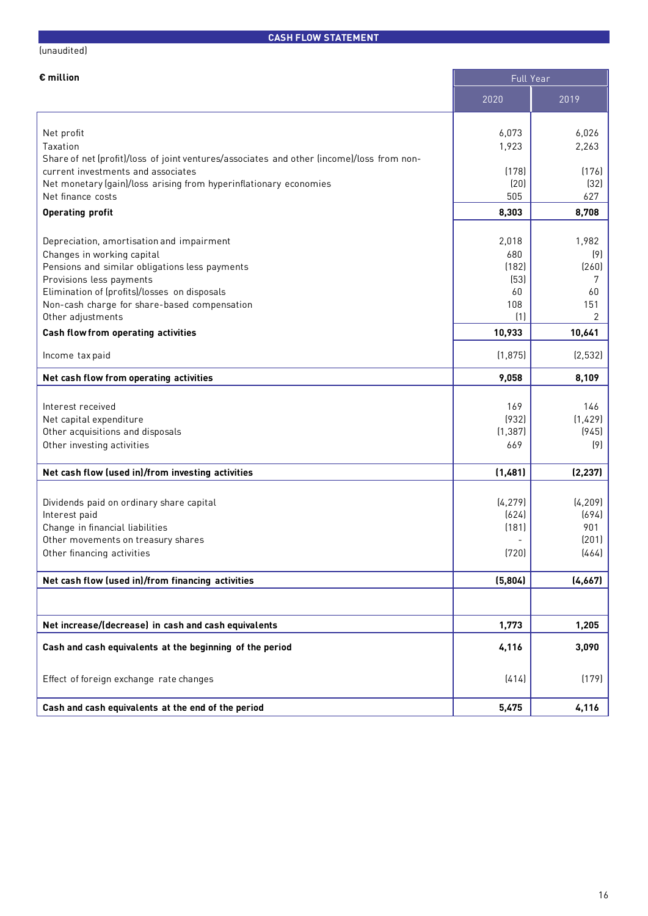## CASH FLOW STATEMENT

(unaudited)

| € million | Full Year | |
|---|---|---|
| | 2020 | 2019 |
| Net profit | 6,073 | 6,026 |
| Taxation | 1,923 | 2,263 |
| Share of net (profit)/loss of joint ventures/associates and other (income)/loss from non-current investments and associates | (178) | (176) |
| Net monetary (gain)/loss arising from hyperinflationary economies | (20) | (32) |
| Net finance costs | 505 | 627 |
| **Operating profit** | **8,303** | **8,708** |
| Depreciation, amortisation and impairment | 2,018 | 1,982 |
| Changes in working capital | 680 | (9) |
| Pensions and similar obligations less payments | (182) | (260) |
| Provisions less payments | (53) | 7 |
| Elimination of (profits)/losses on disposals | 60 | 60 |
| Non-cash charge for share-based compensation | 108 | 151 |
| Other adjustments | (1) | 2 |
| **Cash flow from operating activities** | **10,933** | **10,641** |
| Income tax paid | (1,875) | (2,532) |
| **Net cash flow from operating activities** | **9,058** | **8,109** |
| Interest received | 169 | 146 |
| Net capital expenditure | (932) | (1,429) |
| Other acquisitions and disposals | (1,387) | (945) |
| Other investing activities | 669 | (9) |
| **Net cash flow (used in)/from investing activities** | **(1,481)** | **(2,237)** |
| Dividends paid on ordinary share capital | (4,279) | (4,209) |
| Interest paid | (624) | (694) |
| Change in financial liabilities | (181) | 901 |
| Other movements on treasury shares | - | (201) |
| Other financing activities | (720) | (464) |
| **Net cash flow (used in)/from financing activities** | **(5,804)** | **(4,667)** |
| **Net increase/(decrease) in cash and cash equivalents** | **1,773** | **1,205** |
| **Cash and cash equivalents at the beginning of the period** | **4,116** | **3,090** |
| Effect of foreign exchange rate changes | (414) | (179) |
| **Cash and cash equivalents at the end of the period** | **5,475** | **4,116** |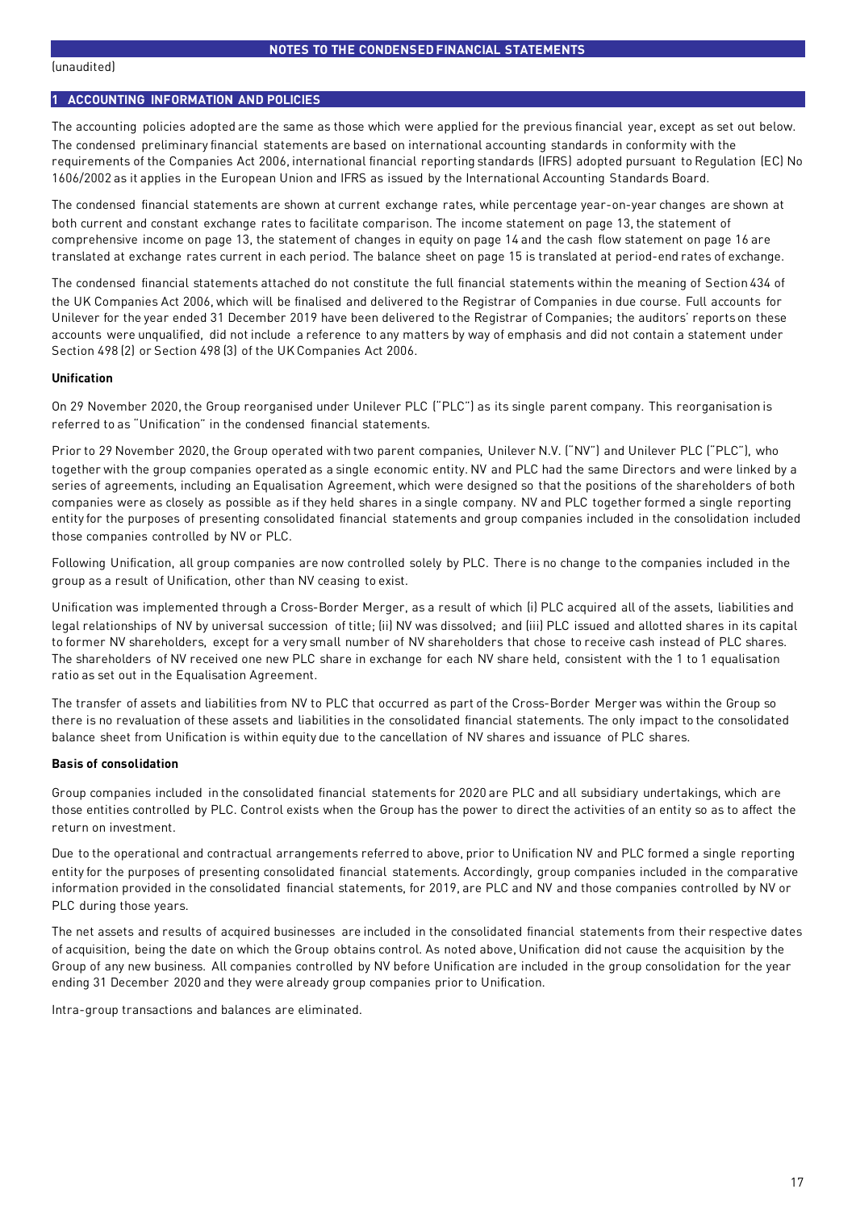## NOTES TO THE CONDENSED FINANCIAL STATEMENTS

(unaudited)

### 1 ACCOUNTING INFORMATION AND POLICIES

The accounting policies adopted are the same as those which were applied for the previous financial year, except as set out below. The condensed preliminary financial statements are based on international accounting standards in conformity with the requirements of the Companies Act 2006, international financial reporting standards (IFRS) adopted pursuant to Regulation (EC) No 1606/2002 as it applies in the European Union and IFRS as issued by the International Accounting Standards Board.

The condensed financial statements are shown at current exchange rates, while percentage year-on-year changes are shown at both current and constant exchange rates to facilitate comparison. The income statement on page 13, the statement of comprehensive income on page 13, the statement of changes in equity on page 14 and the cash flow statement on page 16 are translated at exchange rates current in each period. The balance sheet on page 15 is translated at period-end rates of exchange.

The condensed financial statements attached do not constitute the full financial statements within the meaning of Section 434 of the UK Companies Act 2006, which will be finalised and delivered to the Registrar of Companies in due course. Full accounts for Unilever for the year ended 31 December 2019 have been delivered to the Registrar of Companies; the auditors' reports on these accounts were unqualified, did not include a reference to any matters by way of emphasis and did not contain a statement under Section 498 (2) or Section 498 (3) of the UK Companies Act 2006.

**Unification**

On 29 November 2020, the Group reorganised under Unilever PLC ("PLC") as its single parent company. This reorganisation is referred to as "Unification" in the condensed financial statements.

Prior to 29 November 2020, the Group operated with two parent companies, Unilever N.V. ("NV") and Unilever PLC ("PLC"), who together with the group companies operated as a single economic entity. NV and PLC had the same Directors and were linked by a series of agreements, including an Equalisation Agreement, which were designed so that the positions of the shareholders of both companies were as closely as possible as if they held shares in a single company. NV and PLC together formed a single reporting entity for the purposes of presenting consolidated financial statements and group companies included in the consolidation included those companies controlled by NV or PLC.

Following Unification, all group companies are now controlled solely by PLC. There is no change to the companies included in the group as a result of Unification, other than NV ceasing to exist.

Unification was implemented through a Cross-Border Merger, as a result of which (i) PLC acquired all of the assets, liabilities and legal relationships of NV by universal succession of title; (ii) NV was dissolved; and (iii) PLC issued and allotted shares in its capital to former NV shareholders, except for a very small number of NV shareholders that chose to receive cash instead of PLC shares. The shareholders of NV received one new PLC share in exchange for each NV share held, consistent with the 1 to 1 equalisation ratio as set out in the Equalisation Agreement.

The transfer of assets and liabilities from NV to PLC that occurred as part of the Cross-Border Merger was within the Group so there is no revaluation of these assets and liabilities in the consolidated financial statements. The only impact to the consolidated balance sheet from Unification is within equity due to the cancellation of NV shares and issuance of PLC shares.

**Basis of consolidation**

Group companies included in the consolidated financial statements for 2020 are PLC and all subsidiary undertakings, which are those entities controlled by PLC. Control exists when the Group has the power to direct the activities of an entity so as to affect the return on investment.

Due to the operational and contractual arrangements referred to above, prior to Unification NV and PLC formed a single reporting entity for the purposes of presenting consolidated financial statements. Accordingly, group companies included in the comparative information provided in the consolidated financial statements, for 2019, are PLC and NV and those companies controlled by NV or PLC during those years.

The net assets and results of acquired businesses are included in the consolidated financial statements from their respective dates of acquisition, being the date on which the Group obtains control. As noted above, Unification did not cause the acquisition by the Group of any new business. All companies controlled by NV before Unification are included in the group consolidation for the year ending 31 December 2020 and they were already group companies prior to Unification.

Intra-group transactions and balances are eliminated.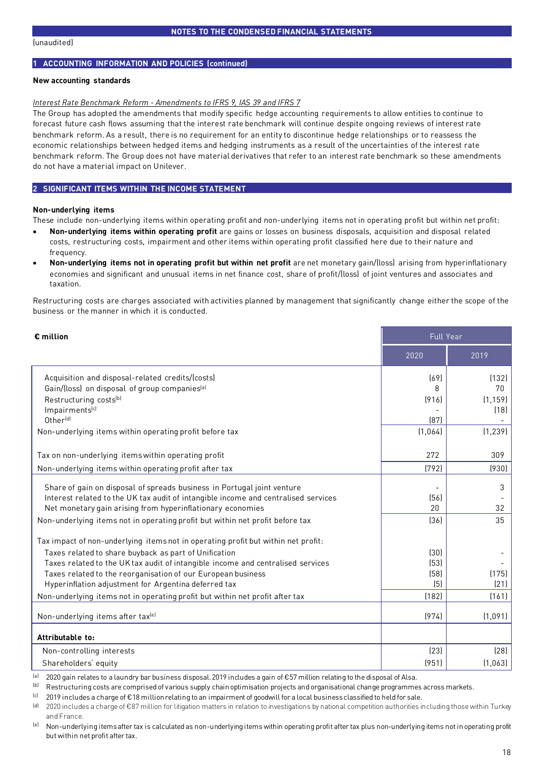(unaudited)

## 1 ACCOUNTING INFORMATION AND POLICIES (continued)

### New accounting standards

*Interest Rate Benchmark Reform - Amendments to IFRS 9, IAS 39 and IFRS 7*

The Group has adopted the amendments that modify specific hedge accounting requirements to allow entities to continue to forecast future cash flows assuming that the interest rate benchmark will continue despite ongoing reviews of interest rate benchmark reform. As a result, there is no requirement for an entity to discontinue hedge relationships or to reassess the economic relationships between hedged items and hedging instruments as a result of the uncertainties of the interest rate benchmark reform. The Group does not have material derivatives that refer to an interest rate benchmark so these amendments do not have a material impact on Unilever.

## 2 SIGNIFICANT ITEMS WITHIN THE INCOME STATEMENT

### Non-underlying items

These include non-underlying items within operating profit and non-underlying items not in operating profit but within net profit:

- **Non-underlying items within operating profit** are gains or losses on business disposals, acquisition and disposal related costs, restructuring costs, impairment and other items within operating profit classified here due to their nature and frequency.
- **Non-underlying items not in operating profit but within net profit** are net monetary gain/(loss) arising from hyperinflationary economies and significant and unusual items in net finance cost, share of profit/(loss) of joint ventures and associates and taxation.

Restructuring costs are charges associated with activities planned by management that significantly change either the scope of the business or the manner in which it is conducted.

| **€ million** | Full Year | |
|---|---|---|
| | 2020 | 2019 |
| Acquisition and disposal-related credits/(costs) | (69) | (132) |
| Gain/(loss) on disposal of group companies[a] | 8 | 70 |
| Restructuring costs[b] | (916) | (1,159) |
| Impairments[c] | - | (18) |
| Other[d] | (87) | - |
| Non-underlying items within operating profit before tax | (1,064) | (1,239) |
| Tax on non-underlying items within operating profit | 272 | 309 |
| Non-underlying items within operating profit after tax | (792) | (930) |
| Share of gain on disposal of spreads business in Portugal joint venture | - | 3 |
| Interest related to the UK tax audit of intangible income and centralised services | (56) | - |
| Net monetary gain arising from hyperinflationary economies | 20 | 32 |
| Non-underlying items not in operating profit but within net profit before tax | (36) | 35 |
| Tax impact of non-underlying items not in operating profit but within net profit: | | |
| Taxes related to share buyback as part of Unification | (30) | - |
| Taxes related to the UK tax audit of intangible income and centralised services | (53) | - |
| Taxes related to the reorganisation of our European business | (58) | (175) |
| Hyperinflation adjustment for Argentina deferred tax | (5) | (21) |
| Non-underlying items not in operating profit but within net profit after tax | (182) | (161) |
| Non-underlying items after tax[e] | (974) | (1,091) |
| **Attributable to:** | | |
| Non-controlling interests | (23) | (28) |
| Shareholders' equity | (951) | (1,063) |

[a] 2020 gain relates to a laundry bar business disposal. 2019 includes a gain of €57 million relating to the disposal of Alsa.

[b] Restructuring costs are comprised of various supply chain optimisation projects and organisational change programmes across markets.

[c] 2019 includes a charge of €18 million relating to an impairment of goodwill for a local business classified to held for sale.

[d] 2020 includes a charge of €87 million for litigation matters in relation to investigations by national competition authorities including those within Turkey and France.

[e] Non-underlying items after tax is calculated as non-underlying items within operating profit after tax plus non-underlying items not in operating profit but within net profit after tax.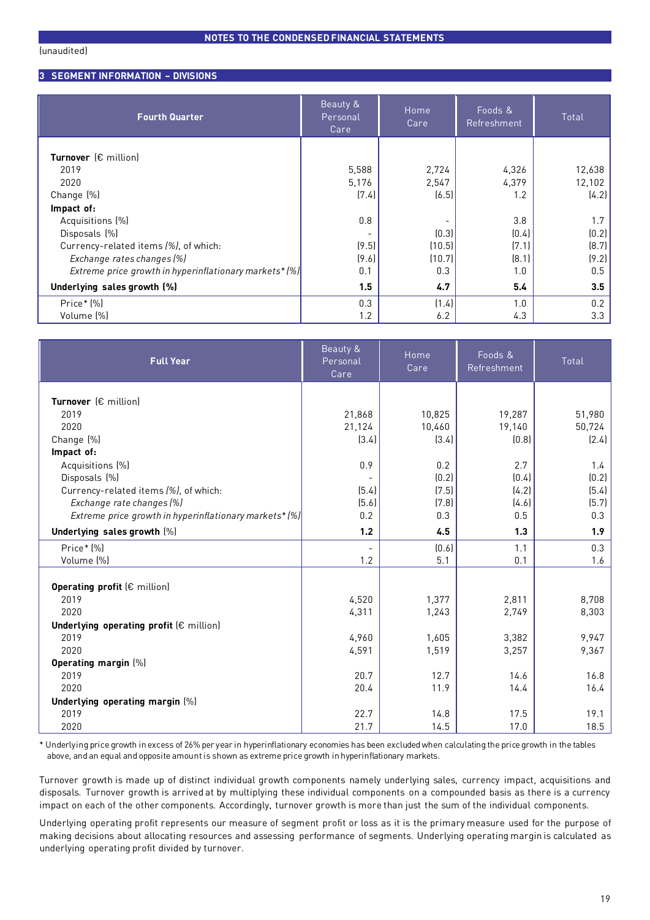**NOTES TO THE CONDENSED FINANCIAL STATEMENTS**

(unaudited)

## 3 SEGMENT INFORMATION – DIVISIONS

| Fourth Quarter | Beauty & Personal Care | Home Care | Foods & Refreshment | Total |
|---|---|---|---|---|
| **Turnover** (€ million) | | | | |
| 2019 | 5,588 | 2,724 | 4,326 | 12,638 |
| 2020 | 5,176 | 2,547 | 4,379 | 12,102 |
| Change (%) | (7.4) | (6.5) | 1.2 | (4.2) |
| **Impact of:** | | | | |
| Acquisitions (%) | 0.8 | - | 3.8 | 1.7 |
| Disposals (%) | - | (0.3) | (0.4) | (0.2) |
| Currency-related items *(%)*, of which: | (9.5) | (10.5) | (7.1) | (8.7) |
| *Exchange rates changes (%)* | (9.6) | (10.7) | (8.1) | (9.2) |
| *Extreme price growth in hyperinflationary markets* (%)* | 0.1 | 0.3 | 1.0 | 0.5 |
| **Underlying sales growth (%)** | **1.5** | **4.7** | **5.4** | **3.5** |
| Price* (%) | 0.3 | (1.4) | 1.0 | 0.2 |
| Volume (%) | 1.2 | 6.2 | 4.3 | 3.3 |

| Full Year | Beauty & Personal Care | Home Care | Foods & Refreshment | Total |
|---|---|---|---|---|
| **Turnover** (€ million) | | | | |
| 2019 | 21,868 | 10,825 | 19,287 | 51,980 |
| 2020 | 21,124 | 10,460 | 19,140 | 50,724 |
| Change (%) | (3.4) | (3.4) | (0.8) | (2.4) |
| **Impact of:** | | | | |
| Acquisitions (%) | 0.9 | 0.2 | 2.7 | 1.4 |
| Disposals (%) | - | (0.2) | (0.4) | (0.2) |
| Currency-related items *(%)*, of which: | (5.4) | (7.5) | (4.2) | (5.4) |
| *Exchange rate changes (%)* | (5.6) | (7.8) | (4.6) | (5.7) |
| *Extreme price growth in hyperinflationary markets* (%)* | 0.2 | 0.3 | 0.5 | 0.3 |
| **Underlying sales growth** (%) | **1.2** | **4.5** | **1.3** | **1.9** |
| Price* (%) | - | (0.6) | 1.1 | 0.3 |
| Volume (%) | 1.2 | 5.1 | 0.1 | 1.6 |
| **Operating profit** (€ million) | | | | |
| 2019 | 4,520 | 1,377 | 2,811 | 8,708 |
| 2020 | 4,311 | 1,243 | 2,749 | 8,303 |
| **Underlying operating profit** (€ million) | | | | |
| 2019 | 4,960 | 1,605 | 3,382 | 9,947 |
| 2020 | 4,591 | 1,519 | 3,257 | 9,367 |
| **Operating margin** (%) | | | | |
| 2019 | 20.7 | 12.7 | 14.6 | 16.8 |
| 2020 | 20.4 | 11.9 | 14.4 | 16.4 |
| **Underlying operating margin** (%) | | | | |
| 2019 | 22.7 | 14.8 | 17.5 | 19.1 |
| 2020 | 21.7 | 14.5 | 17.0 | 18.5 |

* Underlying price growth in excess of 26% per year in hyperinflationary economies has been excluded when calculating the price growth in the tables above, and an equal and opposite amount is shown as extreme price growth in hyperinflationary markets.

Turnover growth is made up of distinct individual growth components namely underlying sales, currency impact, acquisitions and disposals. Turnover growth is arrived at by multiplying these individual components on a compounded basis as there is a currency impact on each of the other components. Accordingly, turnover growth is more than just the sum of the individual components.

Underlying operating profit represents our measure of segment profit or loss as it is the primary measure used for the purpose of making decisions about allocating resources and assessing performance of segments. Underlying operating margin is calculated as underlying operating profit divided by turnover.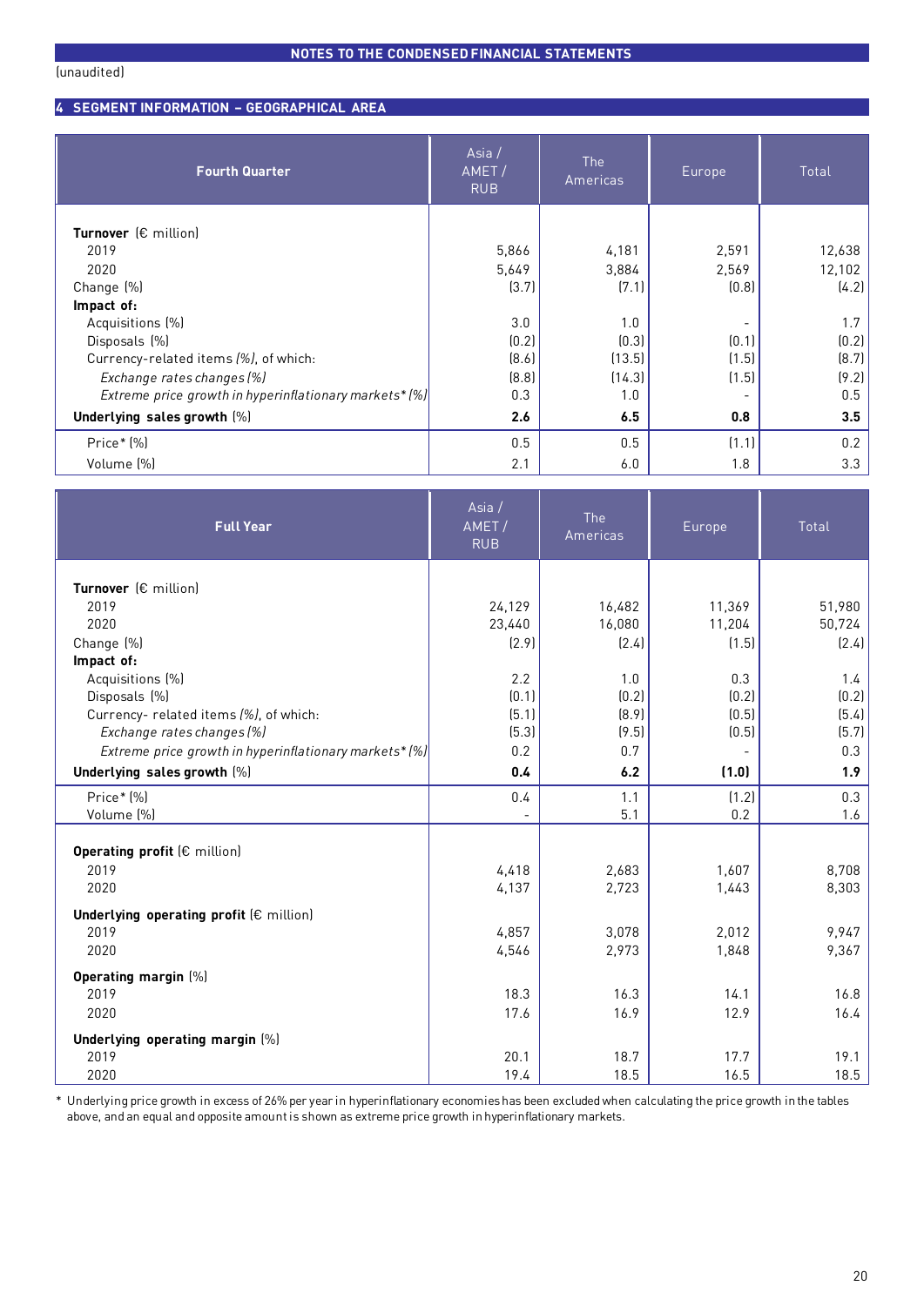NOTES TO THE CONDENSED FINANCIAL STATEMENTS

(unaudited)

## 4 SEGMENT INFORMATION – GEOGRAPHICAL AREA

| Fourth Quarter | Asia / AMET / RUB | The Americas | Europe | Total |
|---|---|---|---|---|
| **Turnover** (€ million) | | | | |
| 2019 | 5,866 | 4,181 | 2,591 | 12,638 |
| 2020 | 5,649 | 3,884 | 2,569 | 12,102 |
| Change (%) | (3.7) | (7.1) | (0.8) | (4.2) |
| **Impact of:** | | | | |
| Acquisitions (%) | 3.0 | 1.0 | - | 1.7 |
| Disposals (%) | (0.2) | (0.3) | (0.1) | (0.2) |
| Currency-related items (%), of which: | (8.6) | (13.5) | (1.5) | (8.7) |
| *Exchange rates changes (%)* | (8.8) | (14.3) | (1.5) | (9.2) |
| *Extreme price growth in hyperinflationary markets\* (%)* | 0.3 | 1.0 | - | 0.5 |
| **Underlying sales growth** (%) | **2.6** | **6.5** | **0.8** | **3.5** |
| Price\* (%) | 0.5 | 0.5 | (1.1) | 0.2 |
| Volume (%) | 2.1 | 6.0 | 1.8 | 3.3 |

| Full Year | Asia / AMET / RUB | The Americas | Europe | Total |
|---|---|---|---|---|
| **Turnover** (€ million) | | | | |
| 2019 | 24,129 | 16,482 | 11,369 | 51,980 |
| 2020 | 23,440 | 16,080 | 11,204 | 50,724 |
| Change (%) | (2.9) | (2.4) | (1.5) | (2.4) |
| **Impact of:** | | | | |
| Acquisitions (%) | 2.2 | 1.0 | 0.3 | 1.4 |
| Disposals (%) | (0.1) | (0.2) | (0.2) | (0.2) |
| Currency- related items (%), of which: | (5.1) | (8.9) | (0.5) | (5.4) |
| *Exchange rates changes (%)* | (5.3) | (9.5) | (0.5) | (5.7) |
| *Extreme price growth in hyperinflationary markets\* (%)* | 0.2 | 0.7 | - | 0.3 |
| **Underlying sales growth** (%) | **0.4** | **6.2** | **(1.0)** | **1.9** |
| Price\* (%) | 0.4 | 1.1 | (1.2) | 0.3 |
| Volume (%) | - | 5.1 | 0.2 | 1.6 |
| **Operating profit** (€ million) | | | | |
| 2019 | 4,418 | 2,683 | 1,607 | 8,708 |
| 2020 | 4,137 | 2,723 | 1,443 | 8,303 |
| **Underlying operating profit** (€ million) | | | | |
| 2019 | 4,857 | 3,078 | 2,012 | 9,947 |
| 2020 | 4,546 | 2,973 | 1,848 | 9,367 |
| **Operating margin** (%) | | | | |
| 2019 | 18.3 | 16.3 | 14.1 | 16.8 |
| 2020 | 17.6 | 16.9 | 12.9 | 16.4 |
| **Underlying operating margin** (%) | | | | |
| 2019 | 20.1 | 18.7 | 17.7 | 19.1 |
| 2020 | 19.4 | 18.5 | 16.5 | 18.5 |

\* Underlying price growth in excess of 26% per year in hyperinflationary economies has been excluded when calculating the price growth in the tables above, and an equal and opposite amount is shown as extreme price growth in hyperinflationary markets.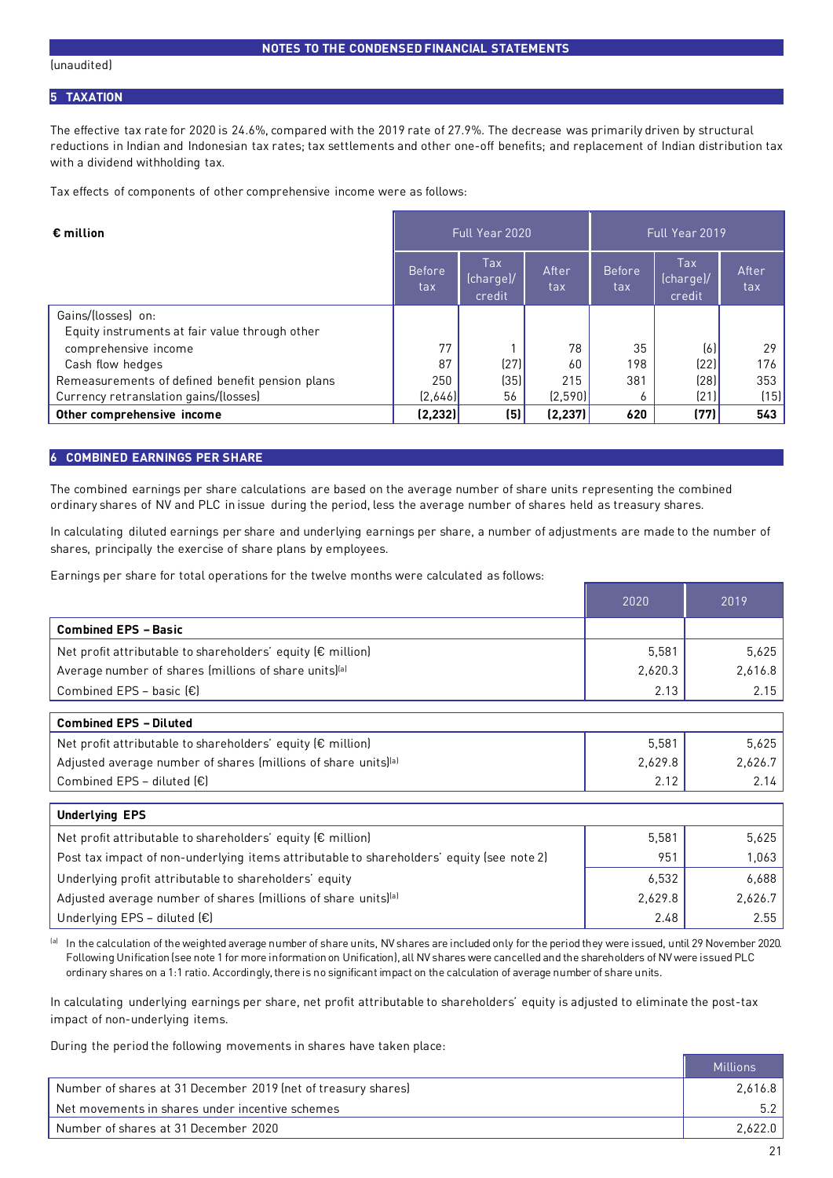## NOTES TO THE CONDENSED FINANCIAL STATEMENTS

(unaudited)

### 5 TAXATION

The effective tax rate for 2020 is 24.6%, compared with the 2019 rate of 27.9%. The decrease was primarily driven by structural reductions in Indian and Indonesian tax rates; tax settlements and other one-off benefits; and replacement of Indian distribution tax with a dividend withholding tax.

Tax effects of components of other comprehensive income were as follows:

| **€ million** | Full Year 2020 | | | Full Year 2019 | | |
|---|---|---|---|---|---|---|
| | Before tax | Tax (charge)/ credit | After tax | Before tax | Tax (charge)/ credit | After tax |
| Gains/(losses) on: | | | | | | |
| Equity instruments at fair value through other comprehensive income | 77 | 1 | 78 | 35 | (6) | 29 |
| Cash flow hedges | 87 | (27) | 60 | 198 | (22) | 176 |
| Remeasurements of defined benefit pension plans | 250 | (35) | 215 | 381 | (28) | 353 |
| Currency retranslation gains/(losses) | (2,646) | 56 | (2,590) | 6 | (21) | (15) |
| **Other comprehensive income** | **(2,232)** | **(5)** | **(2,237)** | **620** | **(77)** | **543** |

### 6 COMBINED EARNINGS PER SHARE

The combined earnings per share calculations are based on the average number of share units representing the combined ordinary shares of NV and PLC in issue during the period, less the average number of shares held as treasury shares.

In calculating diluted earnings per share and underlying earnings per share, a number of adjustments are made to the number of shares, principally the exercise of share plans by employees.

Earnings per share for total operations for the twelve months were calculated as follows:

| | 2020 | 2019 |
|---|---|---|
| **Combined EPS – Basic** | | |
| Net profit attributable to shareholders' equity (€ million) | 5,581 | 5,625 |
| Average number of shares (millions of share units)[a] | 2,620.3 | 2,616.8 |
| Combined EPS – basic (€) | 2.13 | 2.15 |
| **Combined EPS – Diluted** | | |
| Net profit attributable to shareholders' equity (€ million) | 5,581 | 5,625 |
| Adjusted average number of shares (millions of share units)[a] | 2,629.8 | 2,626.7 |
| Combined EPS – diluted (€) | 2.12 | 2.14 |
| **Underlying EPS** | | |
| Net profit attributable to shareholders' equity (€ million) | 5,581 | 5,625 |
| Post tax impact of non-underlying items attributable to shareholders' equity (see note 2) | 951 | 1,063 |
| Underlying profit attributable to shareholders' equity | 6,532 | 6,688 |
| Adjusted average number of shares (millions of share units)[a] | 2,629.8 | 2,626.7 |
| Underlying EPS – diluted (€) | 2.48 | 2.55 |

[a] In the calculation of the weighted average number of share units, NV shares are included only for the period they were issued, until 29 November 2020. Following Unification (see note 1 for more information on Unification), all NV shares were cancelled and the shareholders of NV were issued PLC ordinary shares on a 1:1 ratio. Accordingly, there is no significant impact on the calculation of average number of share units.

In calculating underlying earnings per share, net profit attributable to shareholders' equity is adjusted to eliminate the post-tax impact of non-underlying items.

During the period the following movements in shares have taken place:

| | Millions |
|---|---|
| Number of shares at 31 December 2019 (net of treasury shares) | 2,616.8 |
| Net movements in shares under incentive schemes | 5.2 |
| Number of shares at 31 December 2020 | 2,622.0 |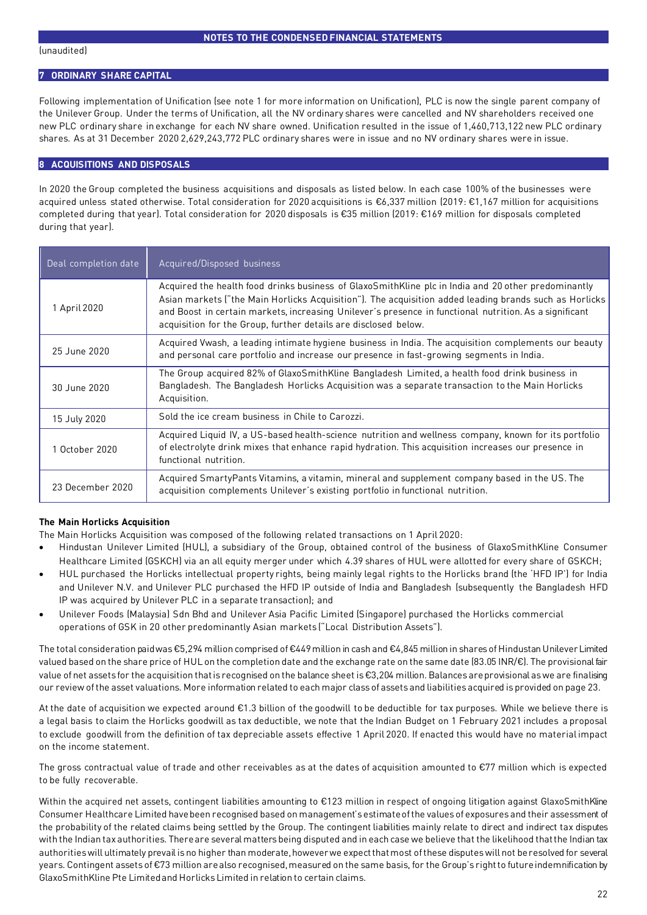(unaudited)

## 7 ORDINARY SHARE CAPITAL

Following implementation of Unification (see note 1 for more information on Unification), PLC is now the single parent company of the Unilever Group. Under the terms of Unification, all the NV ordinary shares were cancelled and NV shareholders received one new PLC ordinary share in exchange for each NV share owned. Unification resulted in the issue of 1,460,713,122 new PLC ordinary shares. As at 31 December 2020 2,629,243,772 PLC ordinary shares were in issue and no NV ordinary shares were in issue.

## 8 ACQUISITIONS AND DISPOSALS

In 2020 the Group completed the business acquisitions and disposals as listed below. In each case 100% of the businesses were acquired unless stated otherwise. Total consideration for 2020 acquisitions is €6,337 million (2019: €1,167 million for acquisitions completed during that year). Total consideration for 2020 disposals is €35 million (2019: €169 million for disposals completed during that year).

| Deal completion date | Acquired/Disposed business |
|---|---|
| 1 April 2020 | Acquired the health food drinks business of GlaxoSmithKline plc in India and 20 other predominantly Asian markets ("the Main Horlicks Acquisition"). The acquisition added leading brands such as Horlicks and Boost in certain markets, increasing Unilever's presence in functional nutrition. As a significant acquisition for the Group, further details are disclosed below. |
| 25 June 2020 | Acquired Vwash, a leading intimate hygiene business in India. The acquisition complements our beauty and personal care portfolio and increase our presence in fast-growing segments in India. |
| 30 June 2020 | The Group acquired 82% of GlaxoSmithKline Bangladesh Limited, a health food drink business in Bangladesh. The Bangladesh Horlicks Acquisition was a separate transaction to the Main Horlicks Acquisition. |
| 15 July 2020 | Sold the ice cream business in Chile to Carozzi. |
| 1 October 2020 | Acquired Liquid IV, a US-based health-science nutrition and wellness company, known for its portfolio of electrolyte drink mixes that enhance rapid hydration. This acquisition increases our presence in functional nutrition. |
| 23 December 2020 | Acquired SmartyPants Vitamins, a vitamin, mineral and supplement company based in the US. The acquisition complements Unilever's existing portfolio in functional nutrition. |

**The Main Horlicks Acquisition**

The Main Horlicks Acquisition was composed of the following related transactions on 1 April 2020:

- Hindustan Unilever Limited (HUL), a subsidiary of the Group, obtained control of the business of GlaxoSmithKline Consumer Healthcare Limited (GSKCH) via an all equity merger under which 4.39 shares of HUL were allotted for every share of GSKCH;
- HUL purchased the Horlicks intellectual property rights, being mainly legal rights to the Horlicks brand (the 'HFD IP') for India and Unilever N.V. and Unilever PLC purchased the HFD IP outside of India and Bangladesh (subsequently the Bangladesh HFD IP was acquired by Unilever PLC in a separate transaction); and
- Unilever Foods (Malaysia) Sdn Bhd and Unilever Asia Pacific Limited (Singapore) purchased the Horlicks commercial operations of GSK in 20 other predominantly Asian markets ("Local Distribution Assets").

The total consideration paid was €5,294 million comprised of €449 million in cash and €4,845 million in shares of Hindustan Unilever Limited valued based on the share price of HUL on the completion date and the exchange rate on the same date (83.05 INR/€). The provisional fair value of net assets for the acquisition that is recognised on the balance sheet is €3,204 million. Balances are provisional as we are finalising our review of the asset valuations. More information related to each major class of assets and liabilities acquired is provided on page 23.

At the date of acquisition we expected around €1.3 billion of the goodwill to be deductible for tax purposes. While we believe there is a legal basis to claim the Horlicks goodwill as tax deductible, we note that the Indian Budget on 1 February 2021 includes a proposal to exclude goodwill from the definition of tax depreciable assets effective 1 April 2020. If enacted this would have no material impact on the income statement.

The gross contractual value of trade and other receivables as at the dates of acquisition amounted to €77 million which is expected to be fully recoverable.

Within the acquired net assets, contingent liabilities amounting to €123 million in respect of ongoing litigation against GlaxoSmithKline Consumer Healthcare Limited have been recognised based on management's estimate of the values of exposures and their assessment of the probability of the related claims being settled by the Group. The contingent liabilities mainly relate to direct and indirect tax disputes with the Indian tax authorities. There are several matters being disputed and in each case we believe that the likelihood that the Indian tax authorities will ultimately prevail is no higher than moderate, however we expect that most of these disputes will not be resolved for several years. Contingent assets of €73 million are also recognised, measured on the same basis, for the Group's right to future indemnification by GlaxoSmithKline Pte Limited and Horlicks Limited in relation to certain claims.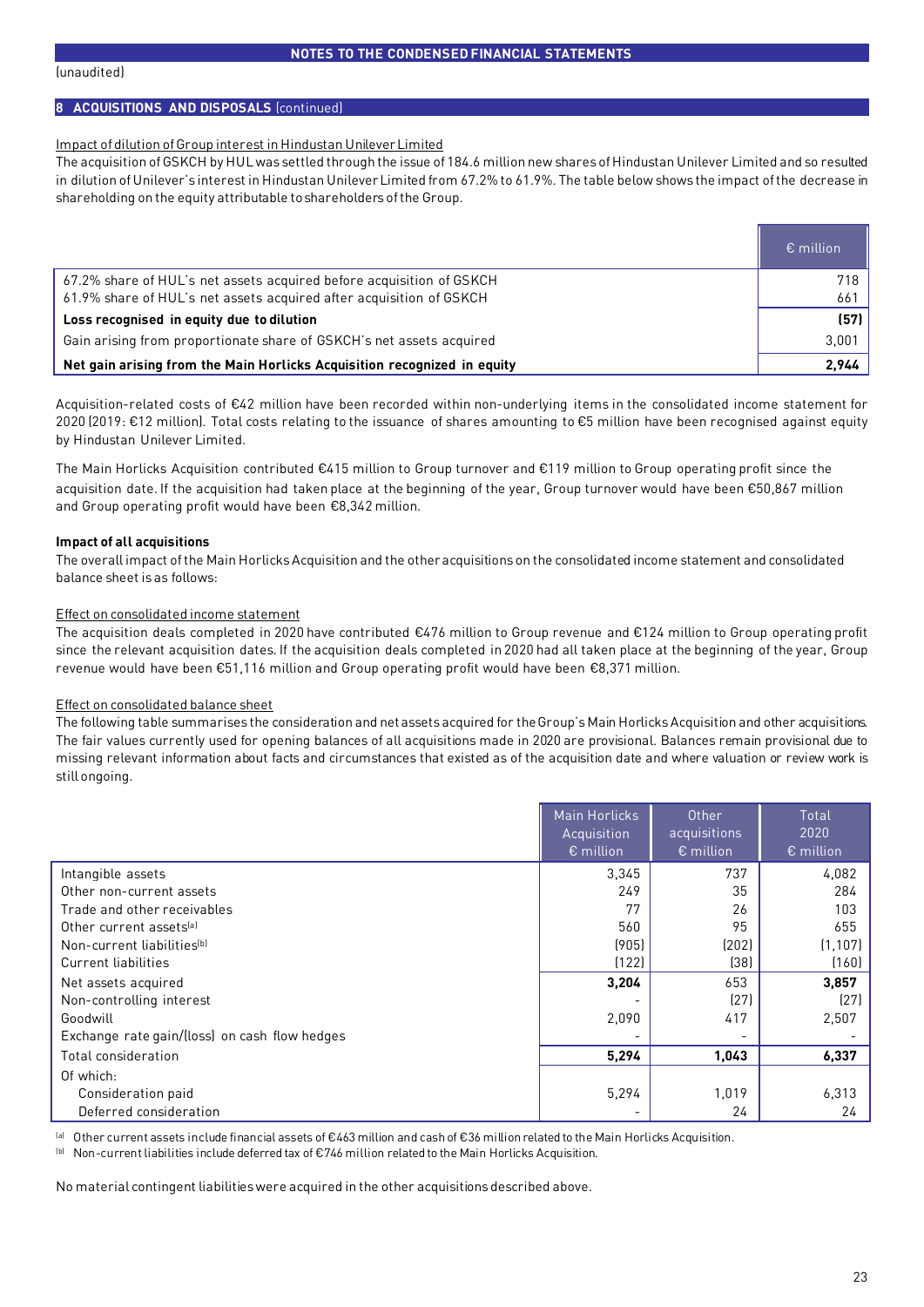## NOTES TO THE CONDENSED FINANCIAL STATEMENTS

(unaudited)

### 8 ACQUISITIONS AND DISPOSALS (continued)

Impact of dilution of Group interest in Hindustan Unilever Limited

The acquisition of GSKCH by HUL was settled through the issue of 184.6 million new shares of Hindustan Unilever Limited and so resulted in dilution of Unilever's interest in Hindustan Unilever Limited from 67.2% to 61.9%. The table below shows the impact of the decrease in shareholding on the equity attributable to shareholders of the Group.

| | € million |
|---|---|
| 67.2% share of HUL's net assets acquired before acquisition of GSKCH | 718 |
| 61.9% share of HUL's net assets acquired after acquisition of GSKCH | 661 |
| **Loss recognised in equity due to dilution** | **(57)** |
| Gain arising from proportionate share of GSKCH's net assets acquired | 3,001 |
| **Net gain arising from the Main Horlicks Acquisition recognized in equity** | **2,944** |

Acquisition-related costs of €42 million have been recorded within non-underlying items in the consolidated income statement for 2020 (2019: €12 million). Total costs relating to the issuance of shares amounting to €5 million have been recognised against equity by Hindustan Unilever Limited.

The Main Horlicks Acquisition contributed €415 million to Group turnover and €119 million to Group operating profit since the acquisition date. If the acquisition had taken place at the beginning of the year, Group turnover would have been €50,867 million and Group operating profit would have been €8,342 million.

**Impact of all acquisitions**

The overall impact of the Main Horlicks Acquisition and the other acquisitions on the consolidated income statement and consolidated balance sheet is as follows:

Effect on consolidated income statement

The acquisition deals completed in 2020 have contributed €476 million to Group revenue and €124 million to Group operating profit since the relevant acquisition dates. If the acquisition deals completed in 2020 had all taken place at the beginning of the year, Group revenue would have been €51,116 million and Group operating profit would have been €8,371 million.

Effect on consolidated balance sheet

The following table summarises the consideration and net assets acquired for the Group's Main Horlicks Acquisition and other acquisitions. The fair values currently used for opening balances of all acquisitions made in 2020 are provisional. Balances remain provisional due to missing relevant information about facts and circumstances that existed as of the acquisition date and where valuation or review work is still ongoing.

| | Main Horlicks Acquisition € million | Other acquisitions € million | Total 2020 € million |
|---|---|---|---|
| Intangible assets | 3,345 | 737 | 4,082 |
| Other non-current assets | 249 | 35 | 284 |
| Trade and other receivables | 77 | 26 | 103 |
| Other current assets[a] | 560 | 95 | 655 |
| Non-current liabilities[b] | (905) | (202) | (1,107) |
| Current liabilities | (122) | (38) | (160) |
| Net assets acquired | **3,204** | 653 | **3,857** |
| Non-controlling interest | - | (27) | (27) |
| Goodwill | 2,090 | 417 | 2,507 |
| Exchange rate gain/(loss) on cash flow hedges | - | - | - |
| Total consideration | **5,294** | **1,043** | **6,337** |
| Of which: | | | |
| Consideration paid | 5,294 | 1,019 | 6,313 |
| Deferred consideration | - | 24 | 24 |

[a] Other current assets include financial assets of €463 million and cash of €36 million related to the Main Horlicks Acquisition.

[b] Non-current liabilities include deferred tax of €746 million related to the Main Horlicks Acquisition.

No material contingent liabilities were acquired in the other acquisitions described above.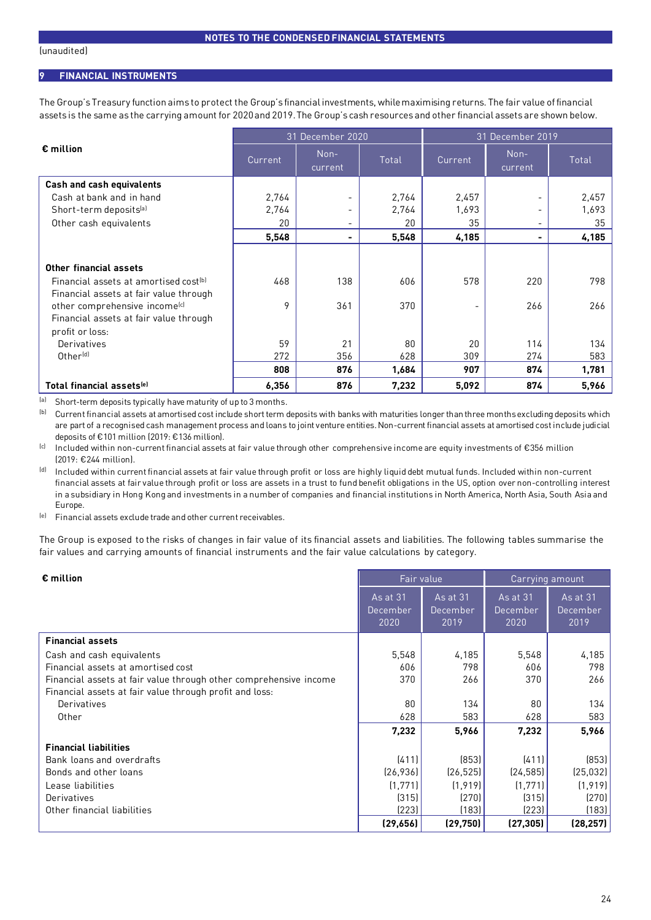NOTES TO THE CONDENSED FINANCIAL STATEMENTS

(unaudited)

## 9 FINANCIAL INSTRUMENTS

The Group's Treasury function aims to protect the Group's financial investments, while maximising returns. The fair value of financial assets is the same as the carrying amount for 2020 and 2019. The Group's cash resources and other financial assets are shown below.

| € million | 31 December 2020 | | | 31 December 2019 | | |
|---|---|---|---|---|---|---|
| | Current | Non-current | Total | Current | Non-current | Total |
| **Cash and cash equivalents** | | | | | | |
| Cash at bank and in hand | 2,764 | - | 2,764 | 2,457 | - | 2,457 |
| Short-term deposits[a] | 2,764 | - | 2,764 | 1,693 | - | 1,693 |
| Other cash equivalents | 20 | - | 20 | 35 | - | 35 |
| | **5,548** | **-** | **5,548** | **4,185** | **-** | **4,185** |
| **Other financial assets** | | | | | | |
| Financial assets at amortised cost[b] | 468 | 138 | 606 | 578 | 220 | 798 |
| Financial assets at fair value through other comprehensive income[c] | 9 | 361 | 370 | - | 266 | 266 |
| Financial assets at fair value through profit or loss: | | | | | | |
| Derivatives | 59 | 21 | 80 | 20 | 114 | 134 |
| Other[d] | 272 | 356 | 628 | 309 | 274 | 583 |
| | **808** | **876** | **1,684** | **907** | **874** | **1,781** |
| **Total financial assets[e]** | **6,356** | **876** | **7,232** | **5,092** | **874** | **5,966** |

[a] Short-term deposits typically have maturity of up to 3 months.

[b] Current financial assets at amortised cost include short term deposits with banks with maturities longer than three months excluding deposits which are part of a recognised cash management process and loans to joint venture entities. Non-current financial assets at amortised cost include judicial deposits of €101 million (2019: €136 million).

[c] Included within non-current financial assets at fair value through other comprehensive income are equity investments of €356 million (2019: €244 million).

[d] Included within current financial assets at fair value through profit or loss are highly liquid debt mutual funds. Included within non-current financial assets at fair value through profit or loss are assets in a trust to fund benefit obligations in the US, option over non-controlling interest in a subsidiary in Hong Kong and investments in a number of companies and financial institutions in North America, North Asia, South Asia and Europe.

[e] Financial assets exclude trade and other current receivables.

The Group is exposed to the risks of changes in fair value of its financial assets and liabilities. The following tables summarise the fair values and carrying amounts of financial instruments and the fair value calculations by category.

| € million | Fair value | | Carrying amount | |
|---|---|---|---|---|
| | As at 31 December 2020 | As at 31 December 2019 | As at 31 December 2020 | As at 31 December 2019 |
| **Financial assets** | | | | |
| Cash and cash equivalents | 5,548 | 4,185 | 5,548 | 4,185 |
| Financial assets at amortised cost | 606 | 798 | 606 | 798 |
| Financial assets at fair value through other comprehensive income | 370 | 266 | 370 | 266 |
| Financial assets at fair value through profit and loss: | | | | |
| Derivatives | 80 | 134 | 80 | 134 |
| Other | 628 | 583 | 628 | 583 |
| | **7,232** | **5,966** | **7,232** | **5,966** |
| **Financial liabilities** | | | | |
| Bank loans and overdrafts | (411) | (853) | (411) | (853) |
| Bonds and other loans | (26,936) | (26,525) | (24,585) | (25,032) |
| Lease liabilities | (1,771) | (1,919) | (1,771) | (1,919) |
| Derivatives | (315) | (270) | (315) | (270) |
| Other financial liabilities | (223) | (183) | (223) | (183) |
| | **(29,656)** | **(29,750)** | **(27,305)** | **(28,257)** |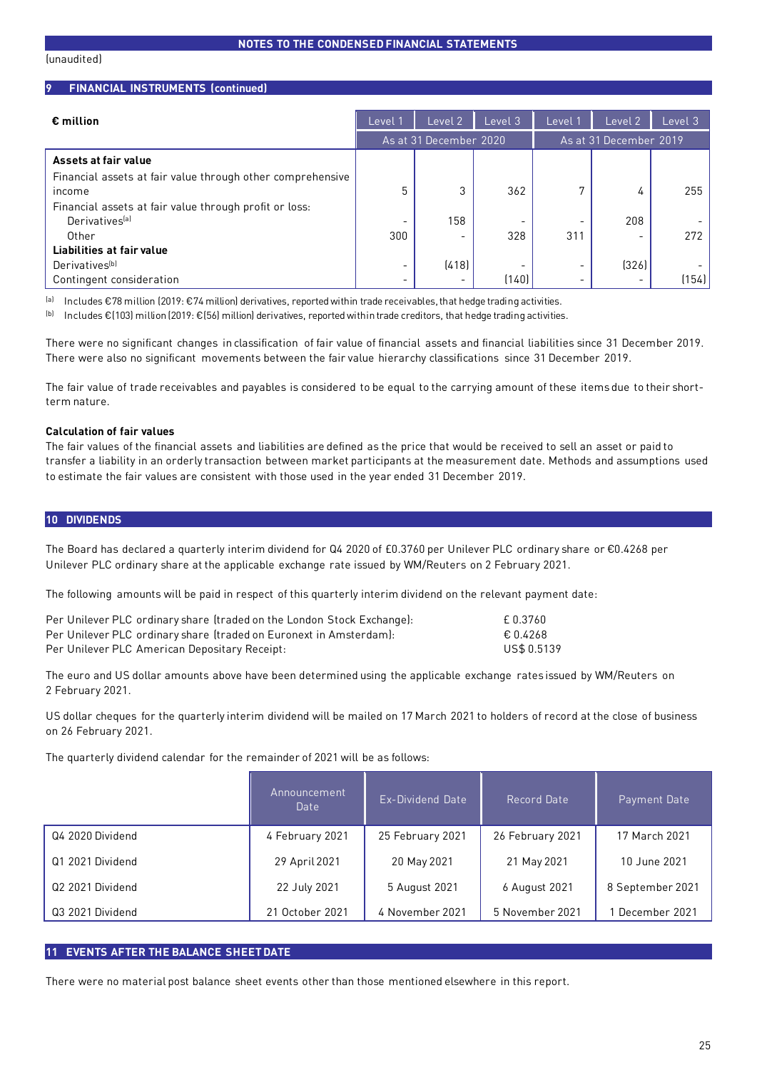(unaudited)

## 9 FINANCIAL INSTRUMENTS (continued)

| € million | Level 1 | Level 2 | Level 3 | Level 1 | Level 2 | Level 3 |
|---|---|---|---|---|---|---|
| | As at 31 December 2020 | | | As at 31 December 2019 | | |
| **Assets at fair value** | | | | | | |
| Financial assets at fair value through other comprehensive income | 5 | 3 | 362 | 7 | 4 | 255 |
| Financial assets at fair value through profit or loss: | | | | | | |
| Derivatives[a] | - | 158 | - | - | 208 | - |
| Other | 300 | - | 328 | 311 | - | 272 |
| **Liabilities at fair value** | | | | | | |
| Derivatives[b] | - | (418) | - | - | (326) | - |
| Contingent consideration | - | - | (140) | - | - | (154) |

[a] Includes €78 million (2019: €74 million) derivatives, reported within trade receivables, that hedge trading activities.

[b] Includes €(103) million (2019: €(56) million) derivatives, reported within trade creditors, that hedge trading activities.

There were no significant changes in classification of fair value of financial assets and financial liabilities since 31 December 2019. There were also no significant movements between the fair value hierarchy classifications since 31 December 2019.

The fair value of trade receivables and payables is considered to be equal to the carrying amount of these items due to their short-term nature.

**Calculation of fair values**

The fair values of the financial assets and liabilities are defined as the price that would be received to sell an asset or paid to transfer a liability in an orderly transaction between market participants at the measurement date. Methods and assumptions used to estimate the fair values are consistent with those used in the year ended 31 December 2019.

## 10 DIVIDENDS

The Board has declared a quarterly interim dividend for Q4 2020 of £0.3760 per Unilever PLC ordinary share or €0.4268 per Unilever PLC ordinary share at the applicable exchange rate issued by WM/Reuters on 2 February 2021.

The following amounts will be paid in respect of this quarterly interim dividend on the relevant payment date:

| | |
|---|---|
| Per Unilever PLC ordinary share (traded on the London Stock Exchange): | £ 0.3760 |
| Per Unilever PLC ordinary share (traded on Euronext in Amsterdam): | € 0.4268 |
| Per Unilever PLC American Depositary Receipt: | US$ 0.5139 |

The euro and US dollar amounts above have been determined using the applicable exchange rates issued by WM/Reuters on 2 February 2021.

US dollar cheques for the quarterly interim dividend will be mailed on 17 March 2021 to holders of record at the close of business on 26 February 2021.

The quarterly dividend calendar for the remainder of 2021 will be as follows:

| | Announcement Date | Ex-Dividend Date | Record Date | Payment Date |
|---|---|---|---|---|
| Q4 2020 Dividend | 4 February 2021 | 25 February 2021 | 26 February 2021 | 17 March 2021 |
| Q1 2021 Dividend | 29 April 2021 | 20 May 2021 | 21 May 2021 | 10 June 2021 |
| Q2 2021 Dividend | 22 July 2021 | 5 August 2021 | 6 August 2021 | 8 September 2021 |
| Q3 2021 Dividend | 21 October 2021 | 4 November 2021 | 5 November 2021 | 1 December 2021 |

## 11 EVENTS AFTER THE BALANCE SHEET DATE

There were no material post balance sheet events other than those mentioned elsewhere in this report.